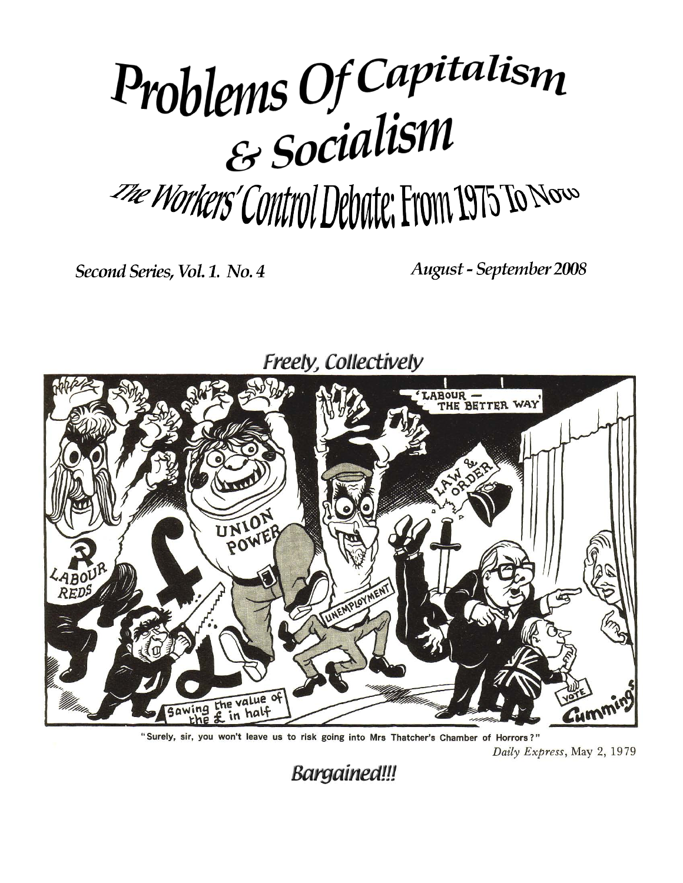# Problems Of Capitalism & Socialism

## The Workers' Control Debate: From 1975 To Now

*Second Series, Vol. 1. No. 4* — *August - September 2008*

*Freely, Collectively*

"Surely, sir, you won't leave us to risk going into Mrs Thatcher's Chamber of Horrors?"

*Daily Express*, May 2, 1979

*Bargained!!!*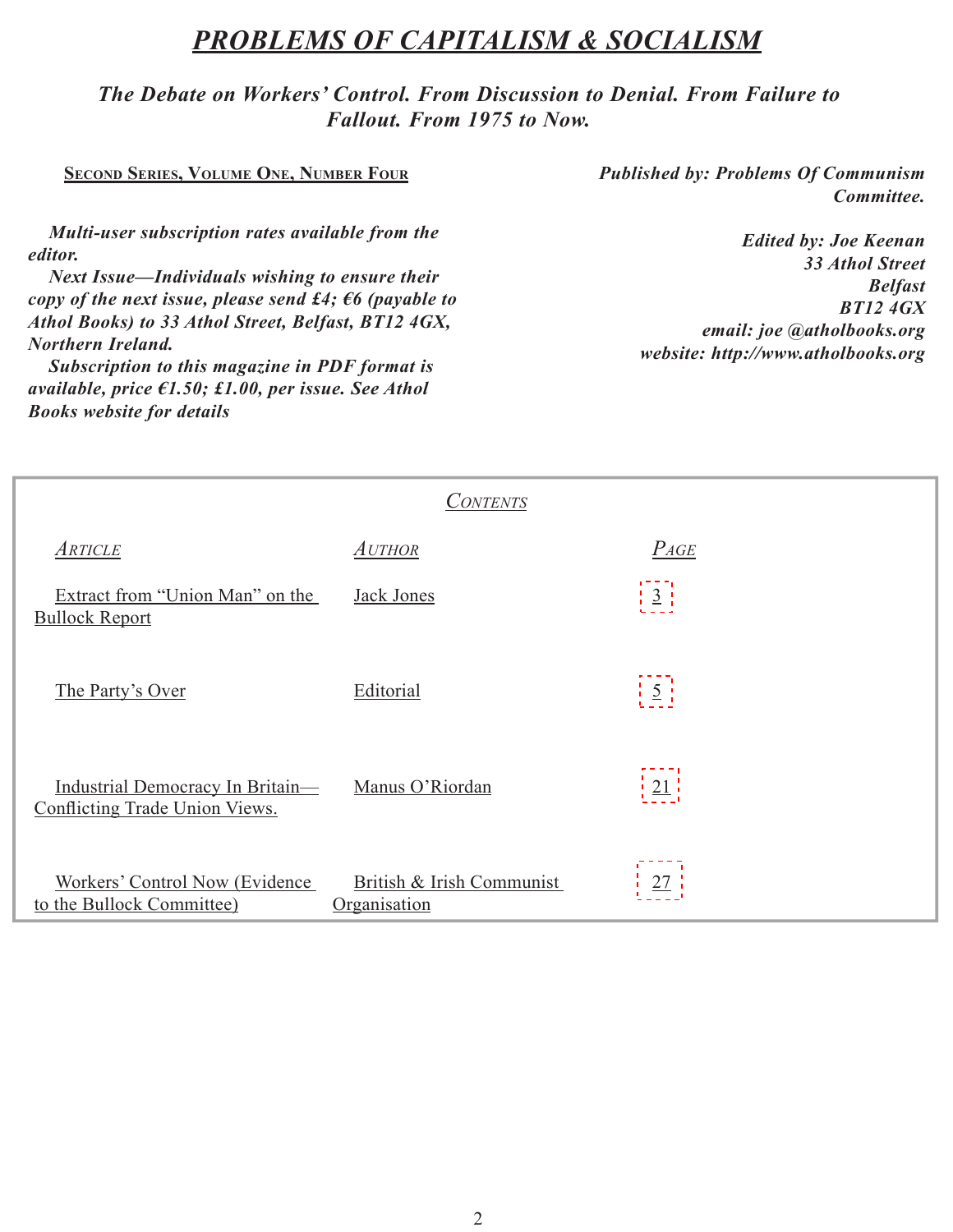# *PROBLEMS OF CAPITALISM & SOCIALISM*

***The Debate on Workers' Control. From Discussion to Denial. From Failure to Fallout. From 1975 to Now.***

**SECOND SERIES, VOLUME ONE, NUMBER FOUR**

***Multi-user subscription rates available from the editor.***

***Next Issue—Individuals wishing to ensure their copy of the next issue, please send £4; €6 (payable to Athol Books) to 33 Athol Street, Belfast, BT12 4GX, Northern Ireland.***

***Subscription to this magazine in PDF format is available, price €1.50; £1.00, per issue. See Athol Books website for details***

***Published by: Problems Of Communism Committee.***

***Edited by: Joe Keenan***
***33 Athol Street***
***Belfast***
***BT12 4GX***
***email: joe @atholbooks.org***
***website: http://www.atholbooks.org***

*CONTENTS*

| *ARTICLE* | *AUTHOR* | *PAGE* |
|---|---|---|
| Extract from "Union Man" on the Bullock Report | Jack Jones | 3 |
| The Party's Over | Editorial | 5 |
| Industrial Democracy In Britain—Conflicting Trade Union Views. | Manus O'Riordan | 21 |
| Workers' Control Now (Evidence to the Bullock Committee) | British & Irish Communist Organisation | 27 |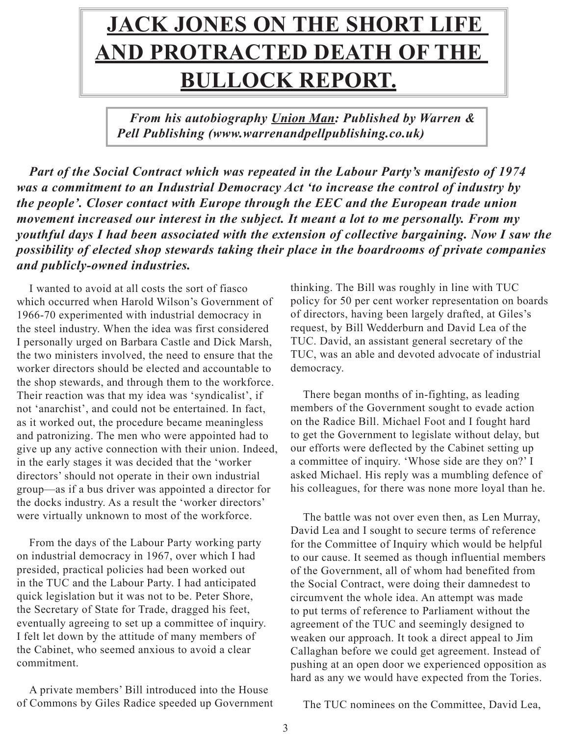# JACK JONES ON THE SHORT LIFE AND PROTRACTED DEATH OF THE BULLOCK REPORT.

***From his autobiography Union Man: Published by Warren & Pell Publishing (www.warrenandpellpublishing.co.uk)***

***Part of the Social Contract which was repeated in the Labour Party's manifesto of 1974 was a commitment to an Industrial Democracy Act 'to increase the control of industry by the people'. Closer contact with Europe through the EEC and the European trade union movement increased our interest in the subject. It meant a lot to me personally. From my youthful days I had been associated with the extension of collective bargaining. Now I saw the possibility of elected shop stewards taking their place in the boardrooms of private companies and publicly-owned industries.***

I wanted to avoid at all costs the sort of fiasco which occurred when Harold Wilson's Government of 1966-70 experimented with industrial democracy in the steel industry. When the idea was first considered I personally urged on Barbara Castle and Dick Marsh, the two ministers involved, the need to ensure that the worker directors should be elected and accountable to the shop stewards, and through them to the workforce. Their reaction was that my idea was 'syndicalist', if not 'anarchist', and could not be entertained. In fact, as it worked out, the procedure became meaningless and patronizing. The men who were appointed had to give up any active connection with their union. Indeed, in the early stages it was decided that the 'worker directors' should not operate in their own industrial group—as if a bus driver was appointed a director for the docks industry. As a result the 'worker directors' were virtually unknown to most of the workforce.

From the days of the Labour Party working party on industrial democracy in 1967, over which I had presided, practical policies had been worked out in the TUC and the Labour Party. I had anticipated quick legislation but it was not to be. Peter Shore, the Secretary of State for Trade, dragged his feet, eventually agreeing to set up a committee of inquiry. I felt let down by the attitude of many members of the Cabinet, who seemed anxious to avoid a clear commitment.

A private members' Bill introduced into the House of Commons by Giles Radice speeded up Government thinking. The Bill was roughly in line with TUC policy for 50 per cent worker representation on boards of directors, having been largely drafted, at Giles's request, by Bill Wedderburn and David Lea of the TUC. David, an assistant general secretary of the TUC, was an able and devoted advocate of industrial democracy.

There began months of in-fighting, as leading members of the Government sought to evade action on the Radice Bill. Michael Foot and I fought hard to get the Government to legislate without delay, but our efforts were deflected by the Cabinet setting up a committee of inquiry. 'Whose side are they on?' I asked Michael. His reply was a mumbling defence of his colleagues, for there was none more loyal than he.

The battle was not over even then, as Len Murray, David Lea and I sought to secure terms of reference for the Committee of Inquiry which would be helpful to our cause. It seemed as though influential members of the Government, all of whom had benefited from the Social Contract, were doing their damnedest to circumvent the whole idea. An attempt was made to put terms of reference to Parliament without the agreement of the TUC and seemingly designed to weaken our approach. It took a direct appeal to Jim Callaghan before we could get agreement. Instead of pushing at an open door we experienced opposition as hard as any we would have expected from the Tories.

The TUC nominees on the Committee, David Lea,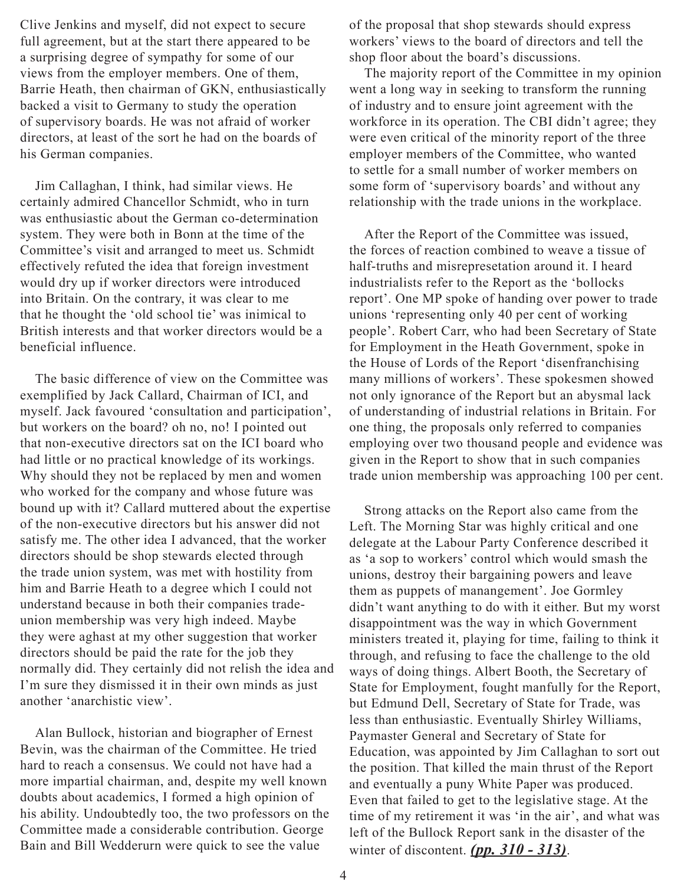Clive Jenkins and myself, did not expect to secure full agreement, but at the start there appeared to be a surprising degree of sympathy for some of our views from the employer members. One of them, Barrie Heath, then chairman of GKN, enthusiastically backed a visit to Germany to study the operation of supervisory boards. He was not afraid of worker directors, at least of the sort he had on the boards of his German companies.

Jim Callaghan, I think, had similar views. He certainly admired Chancellor Schmidt, who in turn was enthusiastic about the German co-determination system. They were both in Bonn at the time of the Committee's visit and arranged to meet us. Schmidt effectively refuted the idea that foreign investment would dry up if worker directors were introduced into Britain. On the contrary, it was clear to me that he thought the 'old school tie' was inimical to British interests and that worker directors would be a beneficial influence.

The basic difference of view on the Committee was exemplified by Jack Callard, Chairman of ICI, and myself. Jack favoured 'consultation and participation', but workers on the board? oh no, no! I pointed out that non-executive directors sat on the ICI board who had little or no practical knowledge of its workings. Why should they not be replaced by men and women who worked for the company and whose future was bound up with it? Callard muttered about the expertise of the non-executive directors but his answer did not satisfy me. The other idea I advanced, that the worker directors should be shop stewards elected through the trade union system, was met with hostility from him and Barrie Heath to a degree which I could not understand because in both their companies trade-union membership was very high indeed. Maybe they were aghast at my other suggestion that worker directors should be paid the rate for the job they normally did. They certainly did not relish the idea and I'm sure they dismissed it in their own minds as just another 'anarchistic view'.

Alan Bullock, historian and biographer of Ernest Bevin, was the chairman of the Committee. He tried hard to reach a consensus. We could not have had a more impartial chairman, and, despite my well known doubts about academics, I formed a high opinion of his ability. Undoubtedly too, the two professors on the Committee made a considerable contribution. George Bain and Bill Wedderurn were quick to see the value of the proposal that shop stewards should express workers' views to the board of directors and tell the shop floor about the board's discussions.

The majority report of the Committee in my opinion went a long way in seeking to transform the running of industry and to ensure joint agreement with the workforce in its operation. The CBI didn't agree; they were even critical of the minority report of the three employer members of the Committee, who wanted to settle for a small number of worker members on some form of 'supervisory boards' and without any relationship with the trade unions in the workplace.

After the Report of the Committee was issued, the forces of reaction combined to weave a tissue of half-truths and misrepresetation around it. I heard industrialists refer to the Report as the 'bollocks report'. One MP spoke of handing over power to trade unions 'representing only 40 per cent of working people'. Robert Carr, who had been Secretary of State for Employment in the Heath Government, spoke in the House of Lords of the Report 'disenfranchising many millions of workers'. These spokesmen showed not only ignorance of the Report but an abysmal lack of understanding of industrial relations in Britain. For one thing, the proposals only referred to companies employing over two thousand people and evidence was given in the Report to show that in such companies trade union membership was approaching 100 per cent.

Strong attacks on the Report also came from the Left. The Morning Star was highly critical and one delegate at the Labour Party Conference described it as 'a sop to workers' control which would smash the unions, destroy their bargaining powers and leave them as puppets of manangement'. Joe Gormley didn't want anything to do with it either. But my worst disappointment was the way in which Government ministers treated it, playing for time, failing to think it through, and refusing to face the challenge to the old ways of doing things. Albert Booth, the Secretary of State for Employment, fought manfully for the Report, but Edmund Dell, Secretary of State for Trade, was less than enthusiastic. Eventually Shirley Williams, Paymaster General and Secretary of State for Education, was appointed by Jim Callaghan to sort out the position. That killed the main thrust of the Report and eventually a puny White Paper was produced. Even that failed to get to the legislative stage. At the time of my retirement it was 'in the air', and what was left of the Bullock Report sank in the disaster of the winter of discontent. ***(pp. 310 - 313)***.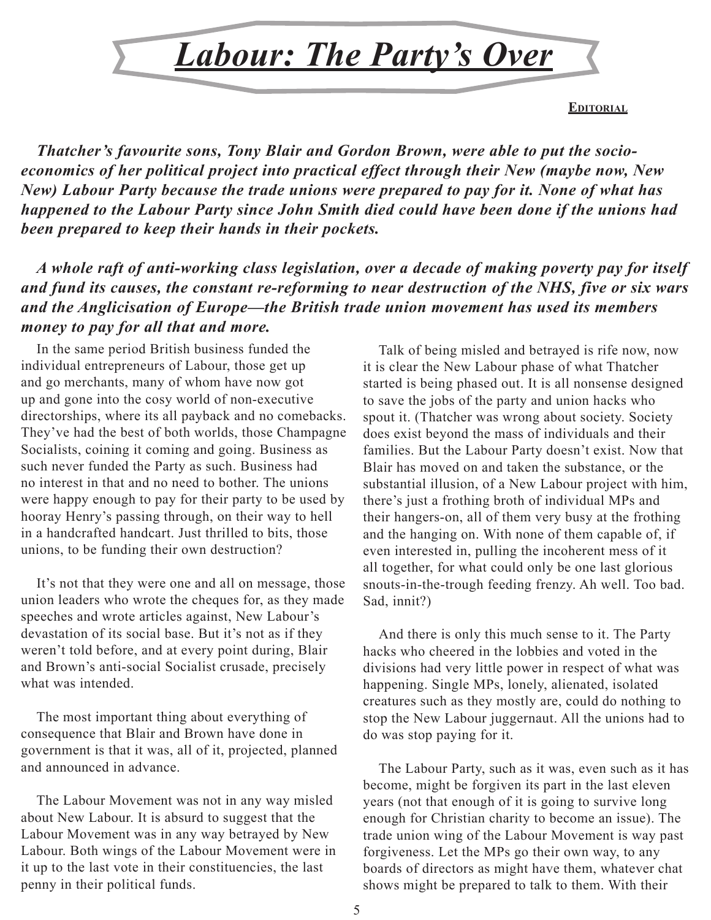# *Labour: The Party's Over*

**Editorial**

***Thatcher's favourite sons, Tony Blair and Gordon Brown, were able to put the socio-economics of her political project into practical effect through their New (maybe now, New New) Labour Party because the trade unions were prepared to pay for it. None of what has happened to the Labour Party since John Smith died could have been done if the unions had been prepared to keep their hands in their pockets.***

***A whole raft of anti-working class legislation, over a decade of making poverty pay for itself and fund its causes, the constant re-reforming to near destruction of the NHS, five or six wars and the Anglicisation of Europe—the British trade union movement has used its members money to pay for all that and more.***

In the same period British business funded the individual entrepreneurs of Labour, those get up and go merchants, many of whom have now got up and gone into the cosy world of non-executive directorships, where its all payback and no comebacks. They've had the best of both worlds, those Champagne Socialists, coining it coming and going. Business as such never funded the Party as such. Business had no interest in that and no need to bother. The unions were happy enough to pay for their party to be used by hooray Henry's passing through, on their way to hell in a handcrafted handcart. Just thrilled to bits, those unions, to be funding their own destruction?

It's not that they were one and all on message, those union leaders who wrote the cheques for, as they made speeches and wrote articles against, New Labour's devastation of its social base. But it's not as if they weren't told before, and at every point during, Blair and Brown's anti-social Socialist crusade, precisely what was intended.

The most important thing about everything of consequence that Blair and Brown have done in government is that it was, all of it, projected, planned and announced in advance.

The Labour Movement was not in any way misled about New Labour. It is absurd to suggest that the Labour Movement was in any way betrayed by New Labour. Both wings of the Labour Movement were in it up to the last vote in their constituencies, the last penny in their political funds.

Talk of being misled and betrayed is rife now, now it is clear the New Labour phase of what Thatcher started is being phased out. It is all nonsense designed to save the jobs of the party and union hacks who spout it. (Thatcher was wrong about society. Society does exist beyond the mass of individuals and their families. But the Labour Party doesn't exist. Now that Blair has moved on and taken the substance, or the substantial illusion, of a New Labour project with him, there's just a frothing broth of individual MPs and their hangers-on, all of them very busy at the frothing and the hanging on. With none of them capable of, if even interested in, pulling the incoherent mess of it all together, for what could only be one last glorious snouts-in-the-trough feeding frenzy. Ah well. Too bad. Sad, innit?)

And there is only this much sense to it. The Party hacks who cheered in the lobbies and voted in the divisions had very little power in respect of what was happening. Single MPs, lonely, alienated, isolated creatures such as they mostly are, could do nothing to stop the New Labour juggernaut. All the unions had to do was stop paying for it.

The Labour Party, such as it was, even such as it has become, might be forgiven its part in the last eleven years (not that enough of it is going to survive long enough for Christian charity to become an issue). The trade union wing of the Labour Movement is way past forgiveness. Let the MPs go their own way, to any boards of directors as might have them, whatever chat shows might be prepared to talk to them. With their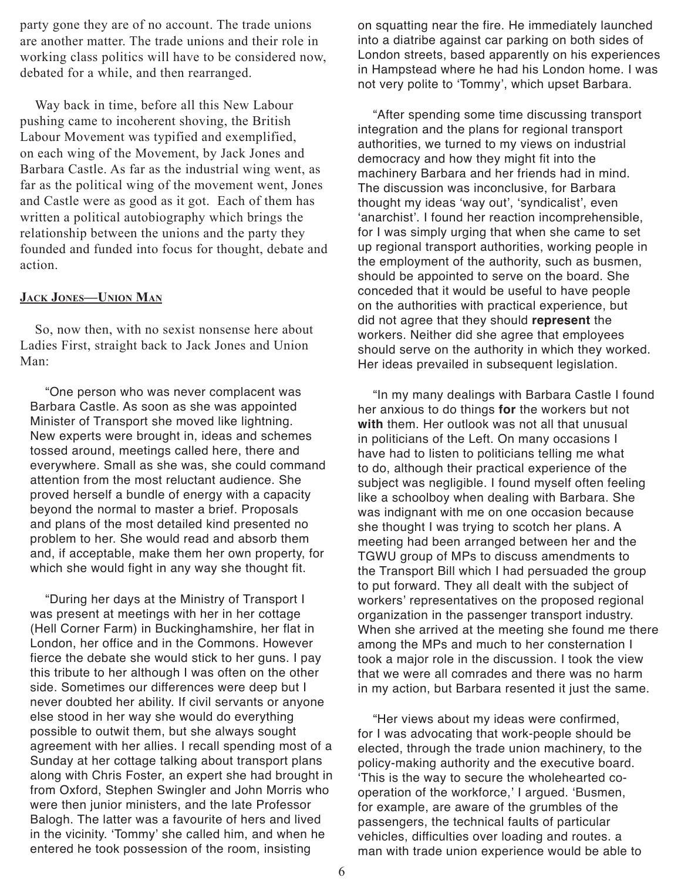party gone they are of no account. The trade unions are another matter. The trade unions and their role in working class politics will have to be considered now, debated for a while, and then rearranged.

Way back in time, before all this New Labour pushing came to incoherent shoving, the British Labour Movement was typified and exemplified, on each wing of the Movement, by Jack Jones and Barbara Castle. As far as the industrial wing went, as far as the political wing of the movement went, Jones and Castle were as good as it got. Each of them has written a political autobiography which brings the relationship between the unions and the party they founded and funded into focus for thought, debate and action.

### Jack Jones—Union Man

So, now then, with no sexist nonsense here about Ladies First, straight back to Jack Jones and Union Man:

"One person who was never complacent was Barbara Castle. As soon as she was appointed Minister of Transport she moved like lightning. New experts were brought in, ideas and schemes tossed around, meetings called here, there and everywhere. Small as she was, she could command attention from the most reluctant audience. She proved herself a bundle of energy with a capacity beyond the normal to master a brief. Proposals and plans of the most detailed kind presented no problem to her. She would read and absorb them and, if acceptable, make them her own property, for which she would fight in any way she thought fit.

"During her days at the Ministry of Transport I was present at meetings with her in her cottage (Hell Corner Farm) in Buckinghamshire, her flat in London, her office and in the Commons. However fierce the debate she would stick to her guns. I pay this tribute to her although I was often on the other side. Sometimes our differences were deep but I never doubted her ability. If civil servants or anyone else stood in her way she would do everything possible to outwit them, but she always sought agreement with her allies. I recall spending most of a Sunday at her cottage talking about transport plans along with Chris Foster, an expert she had brought in from Oxford, Stephen Swingler and John Morris who were then junior ministers, and the late Professor Balogh. The latter was a favourite of hers and lived in the vicinity. 'Tommy' she called him, and when he entered he took possession of the room, insisting on squatting near the fire. He immediately launched into a diatribe against car parking on both sides of London streets, based apparently on his experiences in Hampstead where he had his London home. I was not very polite to 'Tommy', which upset Barbara.

"After spending some time discussing transport integration and the plans for regional transport authorities, we turned to my views on industrial democracy and how they might fit into the machinery Barbara and her friends had in mind. The discussion was inconclusive, for Barbara thought my ideas 'way out', 'syndicalist', even 'anarchist'. I found her reaction incomprehensible, for I was simply urging that when she came to set up regional transport authorities, working people in the employment of the authority, such as busmen, should be appointed to serve on the board. She conceded that it would be useful to have people on the authorities with practical experience, but did not agree that they should **represent** the workers. Neither did she agree that employees should serve on the authority in which they worked. Her ideas prevailed in subsequent legislation.

"In my many dealings with Barbara Castle I found her anxious to do things **for** the workers but not **with** them. Her outlook was not all that unusual in politicians of the Left. On many occasions I have had to listen to politicians telling me what to do, although their practical experience of the subject was negligible. I found myself often feeling like a schoolboy when dealing with Barbara. She was indignant with me on one occasion because she thought I was trying to scotch her plans. A meeting had been arranged between her and the TGWU group of MPs to discuss amendments to the Transport Bill which I had persuaded the group to put forward. They all dealt with the subject of workers' representatives on the proposed regional organization in the passenger transport industry. When she arrived at the meeting she found me there among the MPs and much to her consternation I took a major role in the discussion. I took the view that we were all comrades and there was no harm in my action, but Barbara resented it just the same.

"Her views about my ideas were confirmed, for I was advocating that work-people should be elected, through the trade union machinery, to the policy-making authority and the executive board. 'This is the way to secure the wholehearted co-operation of the workforce,' I argued. 'Busmen, for example, are aware of the grumbles of the passengers, the technical faults of particular vehicles, difficulties over loading and routes. a man with trade union experience would be able to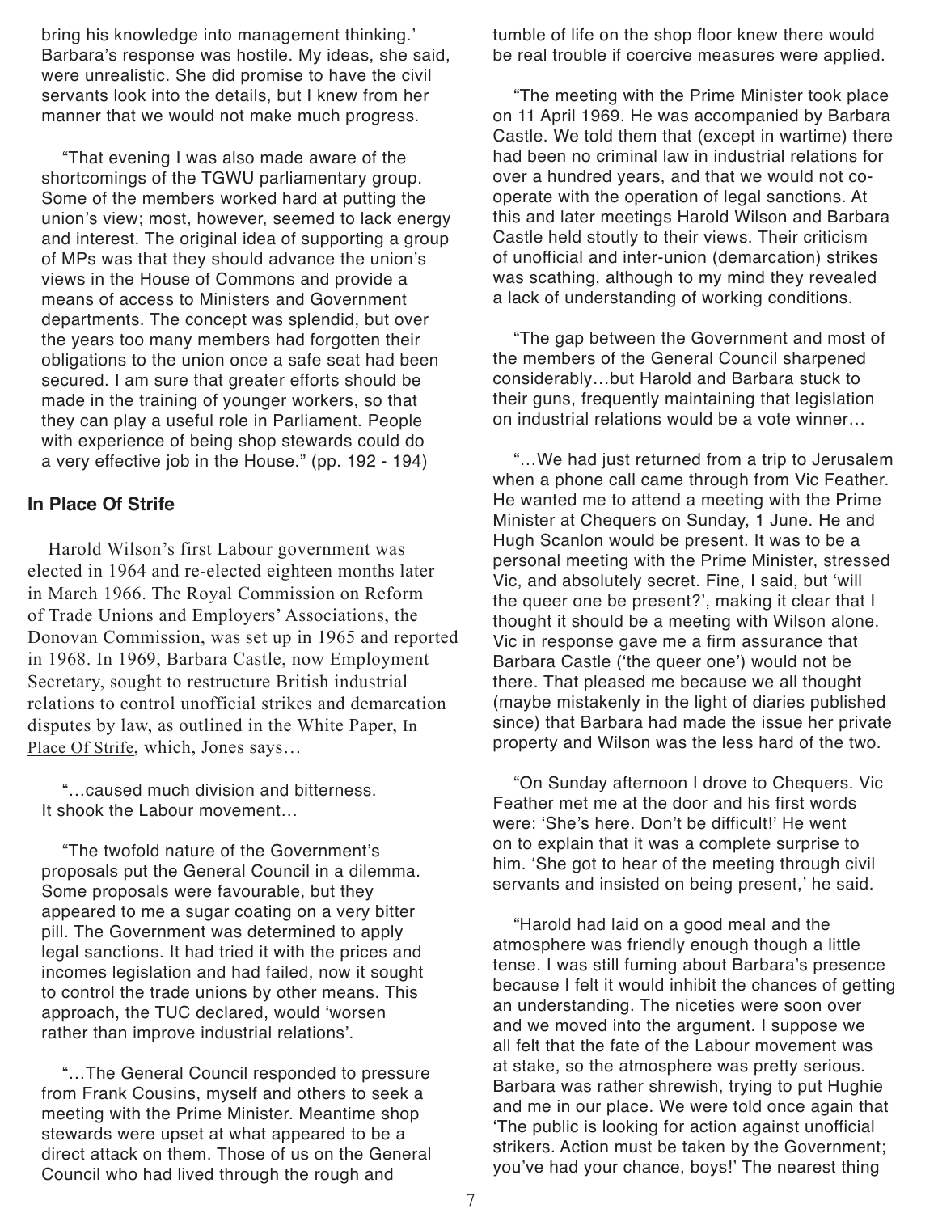bring his knowledge into management thinking.' Barbara's response was hostile. My ideas, she said, were unrealistic. She did promise to have the civil servants look into the details, but I knew from her manner that we would not make much progress.

"That evening I was also made aware of the shortcomings of the TGWU parliamentary group. Some of the members worked hard at putting the union's view; most, however, seemed to lack energy and interest. The original idea of supporting a group of MPs was that they should advance the union's views in the House of Commons and provide a means of access to Ministers and Government departments. The concept was splendid, but over the years too many members had forgotten their obligations to the union once a safe seat had been secured. I am sure that greater efforts should be made in the training of younger workers, so that they can play a useful role in Parliament. People with experience of being shop stewards could do a very effective job in the House." (pp. 192 - 194)

### In Place Of Strife

Harold Wilson's first Labour government was elected in 1964 and re-elected eighteen months later in March 1966. The Royal Commission on Reform of Trade Unions and Employers' Associations, the Donovan Commission, was set up in 1965 and reported in 1968. In 1969, Barbara Castle, now Employment Secretary, sought to restructure British industrial relations to control unofficial strikes and demarcation disputes by law, as outlined in the White Paper, In Place Of Strife, which, Jones says…

"…caused much division and bitterness. It shook the Labour movement…

"The twofold nature of the Government's proposals put the General Council in a dilemma. Some proposals were favourable, but they appeared to me a sugar coating on a very bitter pill. The Government was determined to apply legal sanctions. It had tried it with the prices and incomes legislation and had failed, now it sought to control the trade unions by other means. This approach, the TUC declared, would 'worsen rather than improve industrial relations'.

"…The General Council responded to pressure from Frank Cousins, myself and others to seek a meeting with the Prime Minister. Meantime shop stewards were upset at what appeared to be a direct attack on them. Those of us on the General Council who had lived through the rough and tumble of life on the shop floor knew there would be real trouble if coercive measures were applied.

"The meeting with the Prime Minister took place on 11 April 1969. He was accompanied by Barbara Castle. We told them that (except in wartime) there had been no criminal law in industrial relations for over a hundred years, and that we would not co-operate with the operation of legal sanctions. At this and later meetings Harold Wilson and Barbara Castle held stoutly to their views. Their criticism of unofficial and inter-union (demarcation) strikes was scathing, although to my mind they revealed a lack of understanding of working conditions.

"The gap between the Government and most of the members of the General Council sharpened considerably…but Harold and Barbara stuck to their guns, frequently maintaining that legislation on industrial relations would be a vote winner…

"…We had just returned from a trip to Jerusalem when a phone call came through from Vic Feather. He wanted me to attend a meeting with the Prime Minister at Chequers on Sunday, 1 June. He and Hugh Scanlon would be present. It was to be a personal meeting with the Prime Minister, stressed Vic, and absolutely secret. Fine, I said, but 'will the queer one be present?', making it clear that I thought it should be a meeting with Wilson alone. Vic in response gave me a firm assurance that Barbara Castle ('the queer one') would not be there. That pleased me because we all thought (maybe mistakenly in the light of diaries published since) that Barbara had made the issue her private property and Wilson was the less hard of the two.

"On Sunday afternoon I drove to Chequers. Vic Feather met me at the door and his first words were: 'She's here. Don't be difficult!' He went on to explain that it was a complete surprise to him. 'She got to hear of the meeting through civil servants and insisted on being present,' he said.

"Harold had laid on a good meal and the atmosphere was friendly enough though a little tense. I was still fuming about Barbara's presence because I felt it would inhibit the chances of getting an understanding. The niceties were soon over and we moved into the argument. I suppose we all felt that the fate of the Labour movement was at stake, so the atmosphere was pretty serious. Barbara was rather shrewish, trying to put Hughie and me in our place. We were told once again that 'The public is looking for action against unofficial strikers. Action must be taken by the Government; you've had your chance, boys!' The nearest thing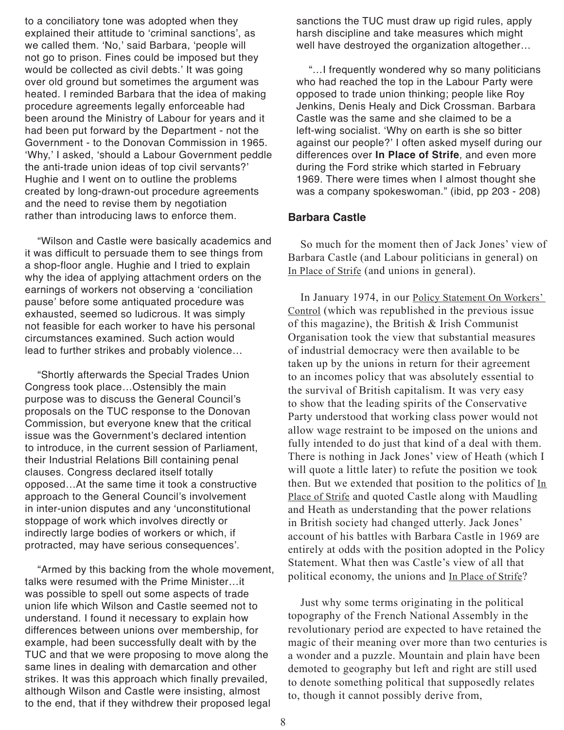to a conciliatory tone was adopted when they explained their attitude to 'criminal sanctions', as we called them. 'No,' said Barbara, 'people will not go to prison. Fines could be imposed but they would be collected as civil debts.' It was going over old ground but sometimes the argument was heated. I reminded Barbara that the idea of making procedure agreements legally enforceable had been around the Ministry of Labour for years and it had been put forward by the Department - not the Government - to the Donovan Commission in 1965. 'Why,' I asked, 'should a Labour Government peddle the anti-trade union ideas of top civil servants?' Hughie and I went on to outline the problems created by long-drawn-out procedure agreements and the need to revise them by negotiation rather than introducing laws to enforce them.

"Wilson and Castle were basically academics and it was difficult to persuade them to see things from a shop-floor angle. Hughie and I tried to explain why the idea of applying attachment orders on the earnings of workers not observing a 'conciliation pause' before some antiquated procedure was exhausted, seemed so ludicrous. It was simply not feasible for each worker to have his personal circumstances examined. Such action would lead to further strikes and probably violence…

"Shortly afterwards the Special Trades Union Congress took place…Ostensibly the main purpose was to discuss the General Council's proposals on the TUC response to the Donovan Commission, but everyone knew that the critical issue was the Government's declared intention to introduce, in the current session of Parliament, their Industrial Relations Bill containing penal clauses. Congress declared itself totally opposed…At the same time it took a constructive approach to the General Council's involvement in inter-union disputes and any 'unconstitutional stoppage of work which involves directly or indirectly large bodies of workers or which, if protracted, may have serious consequences'.

"Armed by this backing from the whole movement, talks were resumed with the Prime Minister…it was possible to spell out some aspects of trade union life which Wilson and Castle seemed not to understand. I found it necessary to explain how differences between unions over membership, for example, had been successfully dealt with by the TUC and that we were proposing to move along the same lines in dealing with demarcation and other strikes. It was this approach which finally prevailed, although Wilson and Castle were insisting, almost to the end, that if they withdrew their proposed legal sanctions the TUC must draw up rigid rules, apply harsh discipline and take measures which might well have destroyed the organization altogether…

"…I frequently wondered why so many politicians who had reached the top in the Labour Party were opposed to trade union thinking; people like Roy Jenkins, Denis Healy and Dick Crossman. Barbara Castle was the same and she claimed to be a left-wing socialist. 'Why on earth is she so bitter against our people?' I often asked myself during our differences over **In Place of Strife**, and even more during the Ford strike which started in February 1969. There were times when I almost thought she was a company spokeswoman." (ibid, pp 203 - 208)

### Barbara Castle

So much for the moment then of Jack Jones' view of Barbara Castle (and Labour politicians in general) on In Place of Strife (and unions in general).

In January 1974, in our Policy Statement On Workers' Control (which was republished in the previous issue of this magazine), the British & Irish Communist Organisation took the view that substantial measures of industrial democracy were then available to be taken up by the unions in return for their agreement to an incomes policy that was absolutely essential to the survival of British capitalism. It was very easy to show that the leading spirits of the Conservative Party understood that working class power would not allow wage restraint to be imposed on the unions and fully intended to do just that kind of a deal with them. There is nothing in Jack Jones' view of Heath (which I will quote a little later) to refute the position we took then. But we extended that position to the politics of In Place of Strife and quoted Castle along with Maudling and Heath as understanding that the power relations in British society had changed utterly. Jack Jones' account of his battles with Barbara Castle in 1969 are entirely at odds with the position adopted in the Policy Statement. What then was Castle's view of all that political economy, the unions and In Place of Strife?

Just why some terms originating in the political topography of the French National Assembly in the revolutionary period are expected to have retained the magic of their meaning over more than two centuries is a wonder and a puzzle. Mountain and plain have been demoted to geography but left and right are still used to denote something political that supposedly relates to, though it cannot possibly derive from,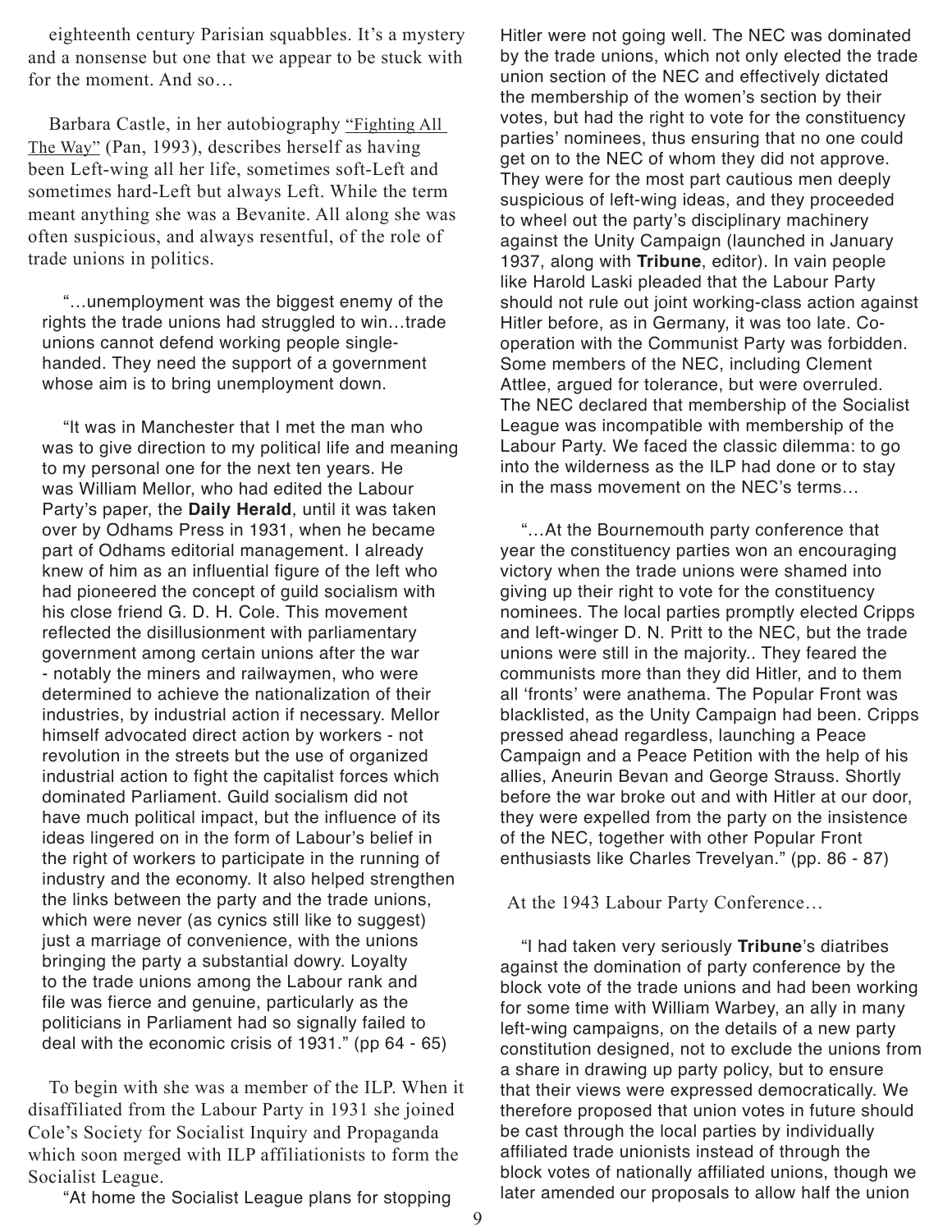eighteenth century Parisian squabbles. It's a mystery and a nonsense but one that we appear to be stuck with for the moment. And so…

Barbara Castle, in her autobiography "Fighting All The Way" (Pan, 1993), describes herself as having been Left-wing all her life, sometimes soft-Left and sometimes hard-Left but always Left. While the term meant anything she was a Bevanite. All along she was often suspicious, and always resentful, of the role of trade unions in politics.

> "…unemployment was the biggest enemy of the rights the trade unions had struggled to win…trade unions cannot defend working people single-handed. They need the support of a government whose aim is to bring unemployment down.
>
> "It was in Manchester that I met the man who was to give direction to my political life and meaning to my personal one for the next ten years. He was William Mellor, who had edited the Labour Party's paper, the **Daily Herald**, until it was taken over by Odhams Press in 1931, when he became part of Odhams editorial management. I already knew of him as an influential figure of the left who had pioneered the concept of guild socialism with his close friend G. D. H. Cole. This movement reflected the disillusionment with parliamentary government among certain unions after the war - notably the miners and railwaymen, who were determined to achieve the nationalization of their industries, by industrial action if necessary. Mellor himself advocated direct action by workers - not revolution in the streets but the use of organized industrial action to fight the capitalist forces which dominated Parliament. Guild socialism did not have much political impact, but the influence of its ideas lingered on in the form of Labour's belief in the right of workers to participate in the running of industry and the economy. It also helped strengthen the links between the party and the trade unions, which were never (as cynics still like to suggest) just a marriage of convenience, with the unions bringing the party a substantial dowry. Loyalty to the trade unions among the Labour rank and file was fierce and genuine, particularly as the politicians in Parliament had so signally failed to deal with the economic crisis of 1931." (pp 64 - 65)

To begin with she was a member of the ILP. When it disaffiliated from the Labour Party in 1931 she joined Cole's Society for Socialist Inquiry and Propaganda which soon merged with ILP affiliationists to form the Socialist League.

> "At home the Socialist League plans for stopping Hitler were not going well. The NEC was dominated by the trade unions, which not only elected the trade union section of the NEC and effectively dictated the membership of the women's section by their votes, but had the right to vote for the constituency parties' nominees, thus ensuring that no one could get on to the NEC of whom they did not approve. They were for the most part cautious men deeply suspicious of left-wing ideas, and they proceeded to wheel out the party's disciplinary machinery against the Unity Campaign (launched in January 1937, along with **Tribune**, editor). In vain people like Harold Laski pleaded that the Labour Party should not rule out joint working-class action against Hitler before, as in Germany, it was too late. Co-operation with the Communist Party was forbidden. Some members of the NEC, including Clement Attlee, argued for tolerance, but were overruled. The NEC declared that membership of the Socialist League was incompatible with membership of the Labour Party. We faced the classic dilemma: to go into the wilderness as the ILP had done or to stay in the mass movement on the NEC's terms…
>
> "…At the Bournemouth party conference that year the constituency parties won an encouraging victory when the trade unions were shamed into giving up their right to vote for the constituency nominees. The local parties promptly elected Cripps and left-winger D. N. Pritt to the NEC, but the trade unions were still in the majority.. They feared the communists more than they did Hitler, and to them all 'fronts' were anathema. The Popular Front was blacklisted, as the Unity Campaign had been. Cripps pressed ahead regardless, launching a Peace Campaign and a Peace Petition with the help of his allies, Aneurin Bevan and George Strauss. Shortly before the war broke out and with Hitler at our door, they were expelled from the party on the insistence of the NEC, together with other Popular Front enthusiasts like Charles Trevelyan." (pp. 86 - 87)

At the 1943 Labour Party Conference…

> "I had taken very seriously **Tribune**'s diatribes against the domination of party conference by the block vote of the trade unions and had been working for some time with William Warbey, an ally in many left-wing campaigns, on the details of a new party constitution designed, not to exclude the unions from a share in drawing up party policy, but to ensure that their views were expressed democratically. We therefore proposed that union votes in future should be cast through the local parties by individually affiliated trade unionists instead of through the block votes of nationally affiliated unions, though we later amended our proposals to allow half the union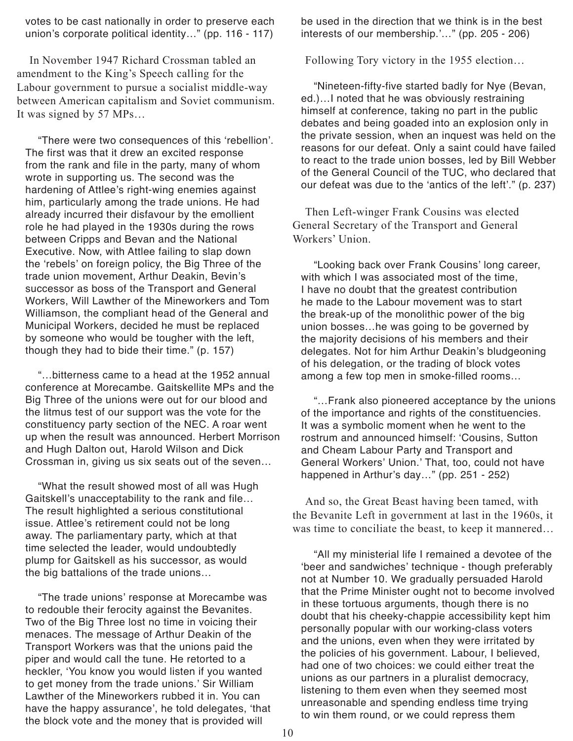votes to be cast nationally in order to preserve each union's corporate political identity…" (pp. 116 - 117)

In November 1947 Richard Crossman tabled an amendment to the King's Speech calling for the Labour government to pursue a socialist middle-way between American capitalism and Soviet communism. It was signed by 57 MPs…

"There were two consequences of this 'rebellion'. The first was that it drew an excited response from the rank and file in the party, many of whom wrote in supporting us. The second was the hardening of Attlee's right-wing enemies against him, particularly among the trade unions. He had already incurred their disfavour by the emollient role he had played in the 1930s during the rows between Cripps and Bevan and the National Executive. Now, with Attlee failing to slap down the 'rebels' on foreign policy, the Big Three of the trade union movement, Arthur Deakin, Bevin's successor as boss of the Transport and General Workers, Will Lawther of the Mineworkers and Tom Williamson, the compliant head of the General and Municipal Workers, decided he must be replaced by someone who would be tougher with the left, though they had to bide their time." (p. 157)

"…bitterness came to a head at the 1952 annual conference at Morecambe. Gaitskellite MPs and the Big Three of the unions were out for our blood and the litmus test of our support was the vote for the constituency party section of the NEC. A roar went up when the result was announced. Herbert Morrison and Hugh Dalton out, Harold Wilson and Dick Crossman in, giving us six seats out of the seven…

"What the result showed most of all was Hugh Gaitskell's unacceptability to the rank and file… The result highlighted a serious constitutional issue. Attlee's retirement could not be long away. The parliamentary party, which at that time selected the leader, would undoubtedly plump for Gaitskell as his successor, as would the big battalions of the trade unions…

"The trade unions' response at Morecambe was to redouble their ferocity against the Bevanites. Two of the Big Three lost no time in voicing their menaces. The message of Arthur Deakin of the Transport Workers was that the unions paid the piper and would call the tune. He retorted to a heckler, 'You know you would listen if you wanted to get money from the trade unions.' Sir William Lawther of the Mineworkers rubbed it in. You can have the happy assurance', he told delegates, 'that the block vote and the money that is provided will be used in the direction that we think is in the best interests of our membership.'…" (pp. 205 - 206)

Following Tory victory in the 1955 election…

"Nineteen-fifty-five started badly for Nye (Bevan, ed.)…I noted that he was obviously restraining himself at conference, taking no part in the public debates and being goaded into an explosion only in the private session, when an inquest was held on the reasons for our defeat. Only a saint could have failed to react to the trade union bosses, led by Bill Webber of the General Council of the TUC, who declared that our defeat was due to the 'antics of the left'." (p. 237)

Then Left-winger Frank Cousins was elected General Secretary of the Transport and General Workers' Union.

"Looking back over Frank Cousins' long career, with which I was associated most of the time, I have no doubt that the greatest contribution he made to the Labour movement was to start the break-up of the monolithic power of the big union bosses…he was going to be governed by the majority decisions of his members and their delegates. Not for him Arthur Deakin's bludgeoning of his delegation, or the trading of block votes among a few top men in smoke-filled rooms…

"…Frank also pioneered acceptance by the unions of the importance and rights of the constituencies. It was a symbolic moment when he went to the rostrum and announced himself: 'Cousins, Sutton and Cheam Labour Party and Transport and General Workers' Union.' That, too, could not have happened in Arthur's day…" (pp. 251 - 252)

And so, the Great Beast having been tamed, with the Bevanite Left in government at last in the 1960s, it was time to conciliate the beast, to keep it mannered…

"All my ministerial life I remained a devotee of the 'beer and sandwiches' technique - though preferably not at Number 10. We gradually persuaded Harold that the Prime Minister ought not to become involved in these tortuous arguments, though there is no doubt that his cheeky-chappie accessibility kept him personally popular with our working-class voters and the unions, even when they were irritated by the policies of his government. Labour, I believed, had one of two choices: we could either treat the unions as our partners in a pluralist democracy, listening to them even when they seemed most unreasonable and spending endless time trying to win them round, or we could repress them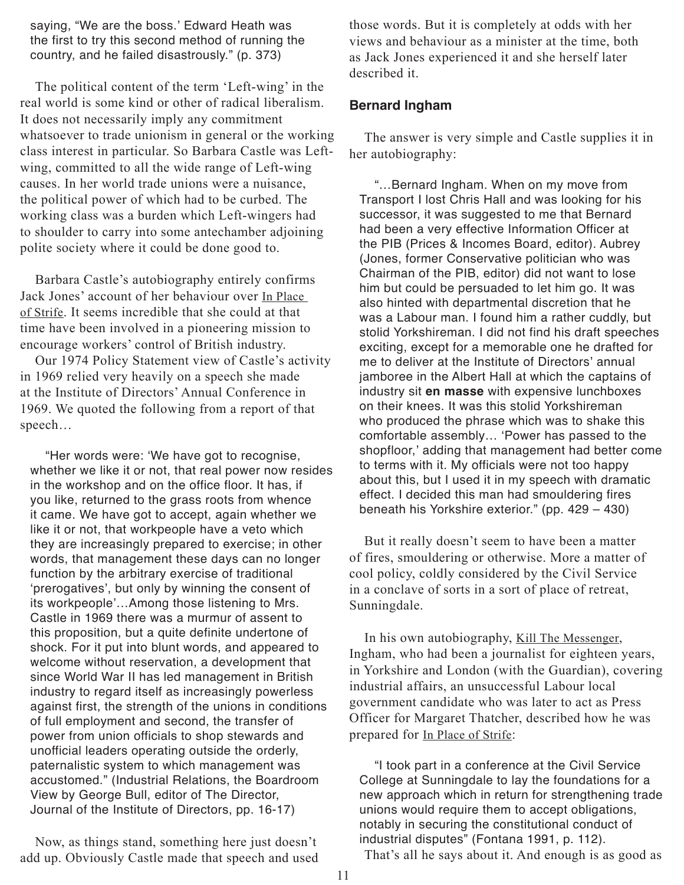saying, "We are the boss.' Edward Heath was the first to try this second method of running the country, and he failed disastrously." (p. 373)

The political content of the term 'Left-wing' in the real world is some kind or other of radical liberalism. It does not necessarily imply any commitment whatsoever to trade unionism in general or the working class interest in particular. So Barbara Castle was Left-wing, committed to all the wide range of Left-wing causes. In her world trade unions were a nuisance, the political power of which had to be curbed. The working class was a burden which Left-wingers had to shoulder to carry into some antechamber adjoining polite society where it could be done good to.

Barbara Castle's autobiography entirely confirms Jack Jones' account of her behaviour over In Place of Strife. It seems incredible that she could at that time have been involved in a pioneering mission to encourage workers' control of British industry.

Our 1974 Policy Statement view of Castle's activity in 1969 relied very heavily on a speech she made at the Institute of Directors' Annual Conference in 1969. We quoted the following from a report of that speech…

> "Her words were: 'We have got to recognise, whether we like it or not, that real power now resides in the workshop and on the office floor. It has, if you like, returned to the grass roots from whence it came. We have got to accept, again whether we like it or not, that workpeople have a veto which they are increasingly prepared to exercise; in other words, that management these days can no longer function by the arbitrary exercise of traditional 'prerogatives', but only by winning the consent of its workpeople'…Among those listening to Mrs. Castle in 1969 there was a murmur of assent to this proposition, but a quite definite undertone of shock. For it put into blunt words, and appeared to welcome without reservation, a development that since World War II has led management in British industry to regard itself as increasingly powerless against first, the strength of the unions in conditions of full employment and second, the transfer of power from union officials to shop stewards and unofficial leaders operating outside the orderly, paternalistic system to which management was accustomed." (Industrial Relations, the Boardroom View by George Bull, editor of The Director, Journal of the Institute of Directors, pp. 16-17)

Now, as things stand, something here just doesn't add up. Obviously Castle made that speech and used those words. But it is completely at odds with her views and behaviour as a minister at the time, both as Jack Jones experienced it and she herself later described it.

### Bernard Ingham

The answer is very simple and Castle supplies it in her autobiography:

> "…Bernard Ingham. When on my move from Transport I lost Chris Hall and was looking for his successor, it was suggested to me that Bernard had been a very effective Information Officer at the PIB (Prices & Incomes Board, editor). Aubrey (Jones, former Conservative politician who was Chairman of the PIB, editor) did not want to lose him but could be persuaded to let him go. It was also hinted with departmental discretion that he was a Labour man. I found him a rather cuddly, but stolid Yorkshireman. I did not find his draft speeches exciting, except for a memorable one he drafted for me to deliver at the Institute of Directors' annual jamboree in the Albert Hall at which the captains of industry sit **en masse** with expensive lunchboxes on their knees. It was this stolid Yorkshireman who produced the phrase which was to shake this comfortable assembly… 'Power has passed to the shopfloor,' adding that management had better come to terms with it. My officials were not too happy about this, but I used it in my speech with dramatic effect. I decided this man had smouldering fires beneath his Yorkshire exterior." (pp. 429 – 430)

But it really doesn't seem to have been a matter of fires, smouldering or otherwise. More a matter of cool policy, coldly considered by the Civil Service in a conclave of sorts in a sort of place of retreat, Sunningdale.

In his own autobiography, Kill The Messenger, Ingham, who had been a journalist for eighteen years, in Yorkshire and London (with the Guardian), covering industrial affairs, an unsuccessful Labour local government candidate who was later to act as Press Officer for Margaret Thatcher, described how he was prepared for In Place of Strife:

> "I took part in a conference at the Civil Service College at Sunningdale to lay the foundations for a new approach which in return for strengthening trade unions would require them to accept obligations, notably in securing the constitutional conduct of industrial disputes" (Fontana 1991, p. 112).

That's all he says about it. And enough is as good as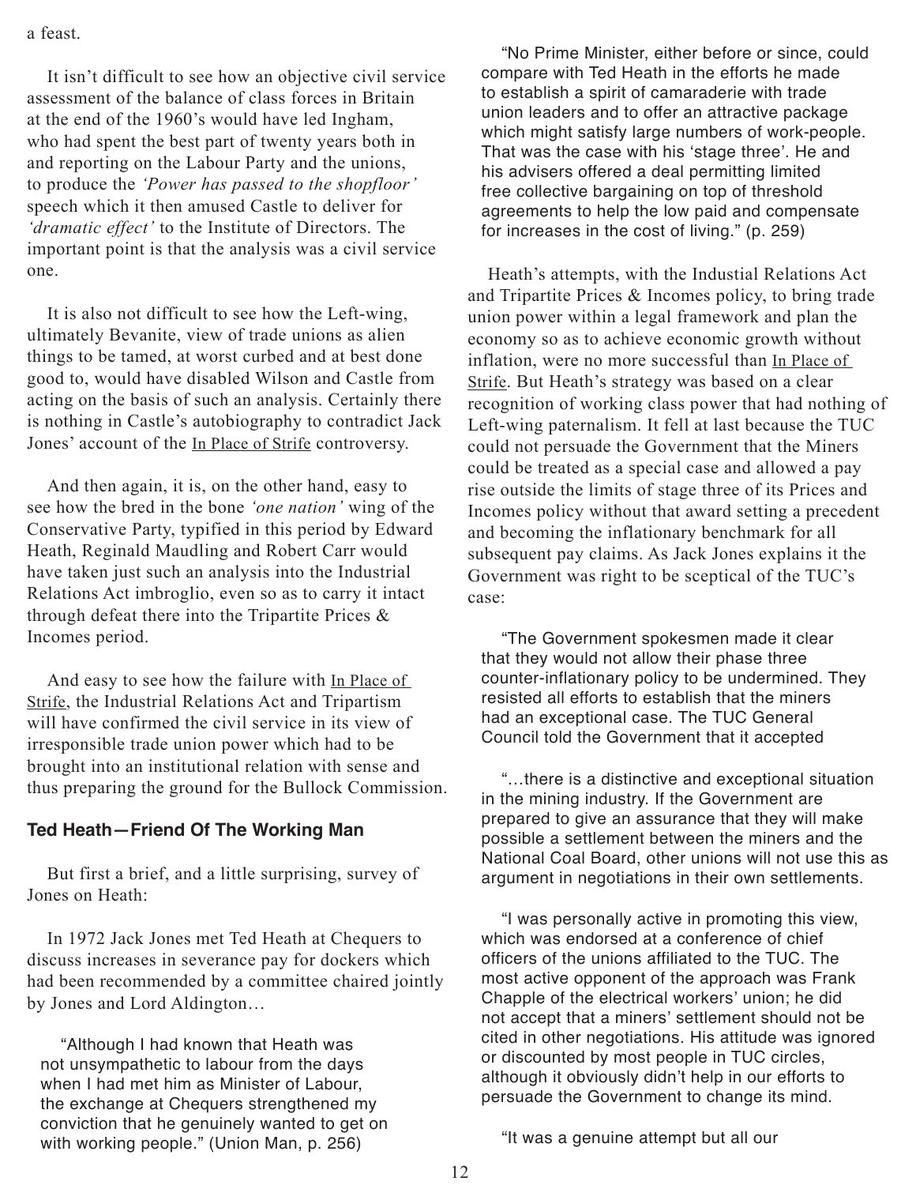a feast.

It isn't difficult to see how an objective civil service assessment of the balance of class forces in Britain at the end of the 1960's would have led Ingham, who had spent the best part of twenty years both in and reporting on the Labour Party and the unions, to produce the *'Power has passed to the shopfloor'* speech which it then amused Castle to deliver for *'dramatic effect'* to the Institute of Directors. The important point is that the analysis was a civil service one.

It is also not difficult to see how the Left-wing, ultimately Bevanite, view of trade unions as alien things to be tamed, at worst curbed and at best done good to, would have disabled Wilson and Castle from acting on the basis of such an analysis. Certainly there is nothing in Castle's autobiography to contradict Jack Jones' account of the In Place of Strife controversy.

And then again, it is, on the other hand, easy to see how the bred in the bone *'one nation'* wing of the Conservative Party, typified in this period by Edward Heath, Reginald Maudling and Robert Carr would have taken just such an analysis into the Industrial Relations Act imbroglio, even so as to carry it intact through defeat there into the Tripartite Prices & Incomes period.

And easy to see how the failure with In Place of Strife, the Industrial Relations Act and Tripartism will have confirmed the civil service in its view of irresponsible trade union power which had to be brought into an institutional relation with sense and thus preparing the ground for the Bullock Commission.

### Ted Heath—Friend Of The Working Man

But first a brief, and a little surprising, survey of Jones on Heath:

In 1972 Jack Jones met Ted Heath at Chequers to discuss increases in severance pay for dockers which had been recommended by a committee chaired jointly by Jones and Lord Aldington…

> "Although I had known that Heath was not unsympathetic to labour from the days when I had met him as Minister of Labour, the exchange at Chequers strengthened my conviction that he genuinely wanted to get on with working people." (Union Man, p. 256)

> "No Prime Minister, either before or since, could compare with Ted Heath in the efforts he made to establish a spirit of camaraderie with trade union leaders and to offer an attractive package which might satisfy large numbers of work-people. That was the case with his 'stage three'. He and his advisers offered a deal permitting limited free collective bargaining on top of threshold agreements to help the low paid and compensate for increases in the cost of living." (p. 259)

Heath's attempts, with the Industial Relations Act and Tripartite Prices & Incomes policy, to bring trade union power within a legal framework and plan the economy so as to achieve economic growth without inflation, were no more successful than In Place of Strife. But Heath's strategy was based on a clear recognition of working class power that had nothing of Left-wing paternalism. It fell at last because the TUC could not persuade the Government that the Miners could be treated as a special case and allowed a pay rise outside the limits of stage three of its Prices and Incomes policy without that award setting a precedent and becoming the inflationary benchmark for all subsequent pay claims. As Jack Jones explains it the Government was right to be sceptical of the TUC's case:

> "The Government spokesmen made it clear that they would not allow their phase three counter-inflationary policy to be undermined. They resisted all efforts to establish that the miners had an exceptional case. The TUC General Council told the Government that it accepted
>
> "…there is a distinctive and exceptional situation in the mining industry. If the Government are prepared to give an assurance that they will make possible a settlement between the miners and the National Coal Board, other unions will not use this as argument in negotiations in their own settlements.
>
> "I was personally active in promoting this view, which was endorsed at a conference of chief officers of the unions affiliated to the TUC. The most active opponent of the approach was Frank Chapple of the electrical workers' union; he did not accept that a miners' settlement should not be cited in other negotiations. His attitude was ignored or discounted by most people in TUC circles, although it obviously didn't help in our efforts to persuade the Government to change its mind.
>
> "It was a genuine attempt but all our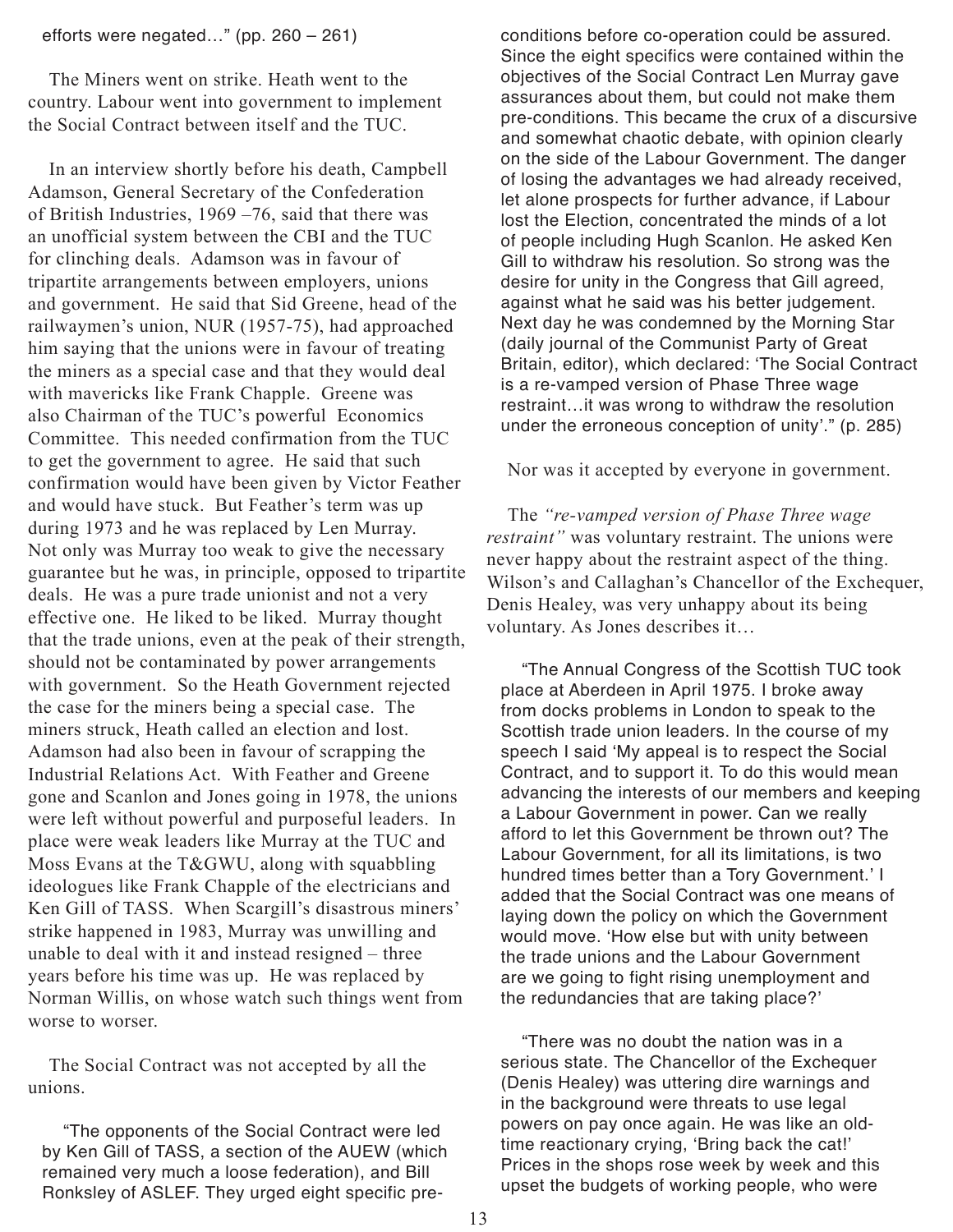efforts were negated…" (pp. 260 – 261)

The Miners went on strike. Heath went to the country. Labour went into government to implement the Social Contract between itself and the TUC.

In an interview shortly before his death, Campbell Adamson, General Secretary of the Confederation of British Industries, 1969 –76, said that there was an unofficial system between the CBI and the TUC for clinching deals. Adamson was in favour of tripartite arrangements between employers, unions and government. He said that Sid Greene, head of the railwaymen's union, NUR (1957-75), had approached him saying that the unions were in favour of treating the miners as a special case and that they would deal with mavericks like Frank Chapple. Greene was also Chairman of the TUC's powerful Economics Committee. This needed confirmation from the TUC to get the government to agree. He said that such confirmation would have been given by Victor Feather and would have stuck. But Feather's term was up during 1973 and he was replaced by Len Murray. Not only was Murray too weak to give the necessary guarantee but he was, in principle, opposed to tripartite deals. He was a pure trade unionist and not a very effective one. He liked to be liked. Murray thought that the trade unions, even at the peak of their strength, should not be contaminated by power arrangements with government. So the Heath Government rejected the case for the miners being a special case. The miners struck, Heath called an election and lost. Adamson had also been in favour of scrapping the Industrial Relations Act. With Feather and Greene gone and Scanlon and Jones going in 1978, the unions were left without powerful and purposeful leaders. In place were weak leaders like Murray at the TUC and Moss Evans at the T&GWU, along with squabbling ideologues like Frank Chapple of the electricians and Ken Gill of TASS. When Scargill's disastrous miners' strike happened in 1983, Murray was unwilling and unable to deal with it and instead resigned – three years before his time was up. He was replaced by Norman Willis, on whose watch such things went from worse to worser.

The Social Contract was not accepted by all the unions.

> "The opponents of the Social Contract were led by Ken Gill of TASS, a section of the AUEW (which remained very much a loose federation), and Bill Ronksley of ASLEF. They urged eight specific pre-conditions before co-operation could be assured. Since the eight specifics were contained within the objectives of the Social Contract Len Murray gave assurances about them, but could not make them pre-conditions. This became the crux of a discursive and somewhat chaotic debate, with opinion clearly on the side of the Labour Government. The danger of losing the advantages we had already received, let alone prospects for further advance, if Labour lost the Election, concentrated the minds of a lot of people including Hugh Scanlon. He asked Ken Gill to withdraw his resolution. So strong was the desire for unity in the Congress that Gill agreed, against what he said was his better judgement. Next day he was condemned by the Morning Star (daily journal of the Communist Party of Great Britain, editor), which declared: 'The Social Contract is a re-vamped version of Phase Three wage restraint…it was wrong to withdraw the resolution under the erroneous conception of unity'." (p. 285)

Nor was it accepted by everyone in government.

The *"re-vamped version of Phase Three wage restraint"* was voluntary restraint. The unions were never happy about the restraint aspect of the thing. Wilson's and Callaghan's Chancellor of the Exchequer, Denis Healey, was very unhappy about its being voluntary. As Jones describes it…

> "The Annual Congress of the Scottish TUC took place at Aberdeen in April 1975. I broke away from docks problems in London to speak to the Scottish trade union leaders. In the course of my speech I said 'My appeal is to respect the Social Contract, and to support it. To do this would mean advancing the interests of our members and keeping a Labour Government in power. Can we really afford to let this Government be thrown out? The Labour Government, for all its limitations, is two hundred times better than a Tory Government.' I added that the Social Contract was one means of laying down the policy on which the Government would move. 'How else but with unity between the trade unions and the Labour Government are we going to fight rising unemployment and the redundancies that are taking place?'
>
> "There was no doubt the nation was in a serious state. The Chancellor of the Exchequer (Denis Healey) was uttering dire warnings and in the background were threats to use legal powers on pay once again. He was like an old-time reactionary crying, 'Bring back the cat!' Prices in the shops rose week by week and this upset the budgets of working people, who were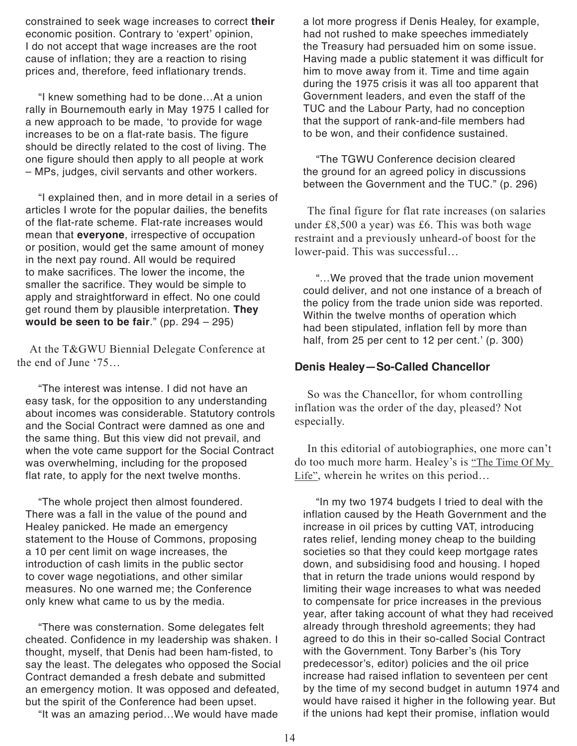constrained to seek wage increases to correct **their** economic position. Contrary to 'expert' opinion, I do not accept that wage increases are the root cause of inflation; they are a reaction to rising prices and, therefore, feed inflationary trends.

"I knew something had to be done…At a union rally in Bournemouth early in May 1975 I called for a new approach to be made, 'to provide for wage increases to be on a flat-rate basis. The figure should be directly related to the cost of living. The one figure should then apply to all people at work – MPs, judges, civil servants and other workers.

"I explained then, and in more detail in a series of articles I wrote for the popular dailies, the benefits of the flat-rate scheme. Flat-rate increases would mean that **everyone**, irrespective of occupation or position, would get the same amount of money in the next pay round. All would be required to make sacrifices. The lower the income, the smaller the sacrifice. They would be simple to apply and straightforward in effect. No one could get round them by plausible interpretation. **They would be seen to be fair**." (pp. 294 – 295)

At the T&GWU Biennial Delegate Conference at the end of June '75…

"The interest was intense. I did not have an easy task, for the opposition to any understanding about incomes was considerable. Statutory controls and the Social Contract were damned as one and the same thing. But this view did not prevail, and when the vote came support for the Social Contract was overwhelming, including for the proposed flat rate, to apply for the next twelve months.

"The whole project then almost foundered. There was a fall in the value of the pound and Healey panicked. He made an emergency statement to the House of Commons, proposing a 10 per cent limit on wage increases, the introduction of cash limits in the public sector to cover wage negotiations, and other similar measures. No one warned me; the Conference only knew what came to us by the media.

"There was consternation. Some delegates felt cheated. Confidence in my leadership was shaken. I thought, myself, that Denis had been ham-fisted, to say the least. The delegates who opposed the Social Contract demanded a fresh debate and submitted an emergency motion. It was opposed and defeated, but the spirit of the Conference had been upset.

"It was an amazing period…We would have made a lot more progress if Denis Healey, for example, had not rushed to make speeches immediately the Treasury had persuaded him on some issue. Having made a public statement it was difficult for him to move away from it. Time and time again during the 1975 crisis it was all too apparent that Government leaders, and even the staff of the TUC and the Labour Party, had no conception that the support of rank-and-file members had to be won, and their confidence sustained.

"The TGWU Conference decision cleared the ground for an agreed policy in discussions between the Government and the TUC." (p. 296)

The final figure for flat rate increases (on salaries under £8,500 a year) was £6. This was both wage restraint and a previously unheard-of boost for the lower-paid. This was successful…

"…We proved that the trade union movement could deliver, and not one instance of a breach of the policy from the trade union side was reported. Within the twelve months of operation which had been stipulated, inflation fell by more than half, from 25 per cent to 12 per cent.' (p. 300)

### Denis Healey—So-Called Chancellor

So was the Chancellor, for whom controlling inflation was the order of the day, pleased? Not especially.

In this editorial of autobiographies, one more can't do too much more harm. Healey's is "The Time Of My Life", wherein he writes on this period…

"In my two 1974 budgets I tried to deal with the inflation caused by the Heath Government and the increase in oil prices by cutting VAT, introducing rates relief, lending money cheap to the building societies so that they could keep mortgage rates down, and subsidising food and housing. I hoped that in return the trade unions would respond by limiting their wage increases to what was needed to compensate for price increases in the previous year, after taking account of what they had received already through threshold agreements; they had agreed to do this in their so-called Social Contract with the Government. Tony Barber's (his Tory predecessor's, editor) policies and the oil price increase had raised inflation to seventeen per cent by the time of my second budget in autumn 1974 and would have raised it higher in the following year. But if the unions had kept their promise, inflation would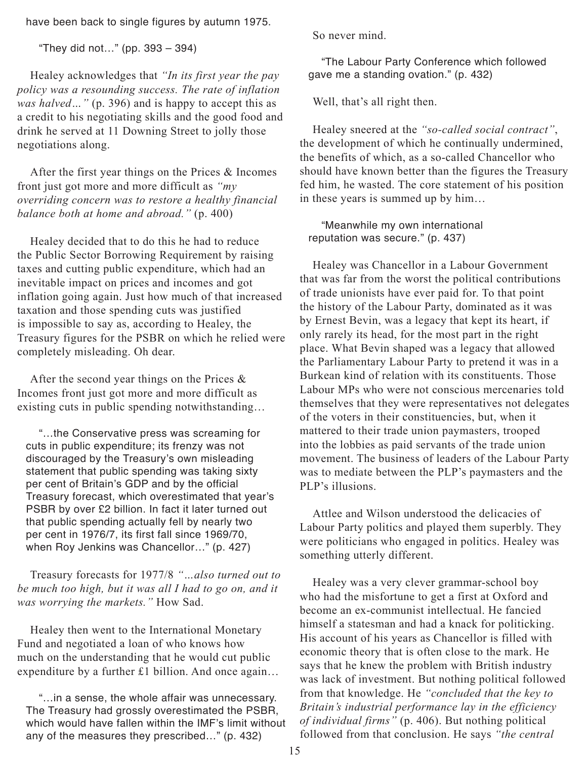have been back to single figures by autumn 1975.

> "They did not…" (pp. 393 – 394)

Healey acknowledges that *"In its first year the pay policy was a resounding success. The rate of inflation was halved…"* (p. 396) and is happy to accept this as a credit to his negotiating skills and the good food and drink he served at 11 Downing Street to jolly those negotiations along.

After the first year things on the Prices & Incomes front just got more and more difficult as *"my overriding concern was to restore a healthy financial balance both at home and abroad."* (p. 400)

Healey decided that to do this he had to reduce the Public Sector Borrowing Requirement by raising taxes and cutting public expenditure, which had an inevitable impact on prices and incomes and got inflation going again. Just how much of that increased taxation and those spending cuts was justified is impossible to say as, according to Healey, the Treasury figures for the PSBR on which he relied were completely misleading. Oh dear.

After the second year things on the Prices & Incomes front just got more and more difficult as existing cuts in public spending notwithstanding…

> "…the Conservative press was screaming for cuts in public expenditure; its frenzy was not discouraged by the Treasury's own misleading statement that public spending was taking sixty per cent of Britain's GDP and by the official Treasury forecast, which overestimated that year's PSBR by over £2 billion. In fact it later turned out that public spending actually fell by nearly two per cent in 1976/7, its first fall since 1969/70, when Roy Jenkins was Chancellor…" (p. 427)

Treasury forecasts for 1977/8 *"…also turned out to be much too high, but it was all I had to go on, and it was worrying the markets."* How Sad.

Healey then went to the International Monetary Fund and negotiated a loan of who knows how much on the understanding that he would cut public expenditure by a further £1 billion. And once again…

> "…in a sense, the whole affair was unnecessary. The Treasury had grossly overestimated the PSBR, which would have fallen within the IMF's limit without any of the measures they prescribed…" (p. 432)

So never mind.

> "The Labour Party Conference which followed gave me a standing ovation." (p. 432)

Well, that's all right then.

Healey sneered at the *"so-called social contract"*, the development of which he continually undermined, the benefits of which, as a so-called Chancellor who should have known better than the figures the Treasury fed him, he wasted. The core statement of his position in these years is summed up by him…

> "Meanwhile my own international reputation was secure." (p. 437)

Healey was Chancellor in a Labour Government that was far from the worst the political contributions of trade unionists have ever paid for. To that point the history of the Labour Party, dominated as it was by Ernest Bevin, was a legacy that kept its heart, if only rarely its head, for the most part in the right place. What Bevin shaped was a legacy that allowed the Parliamentary Labour Party to pretend it was in a Burkean kind of relation with its constituents. Those Labour MPs who were not conscious mercenaries told themselves that they were representatives not delegates of the voters in their constituencies, but, when it mattered to their trade union paymasters, trooped into the lobbies as paid servants of the trade union movement. The business of leaders of the Labour Party was to mediate between the PLP's paymasters and the PLP's illusions.

Attlee and Wilson understood the delicacies of Labour Party politics and played them superbly. They were politicians who engaged in politics. Healey was something utterly different.

Healey was a very clever grammar-school boy who had the misfortune to get a first at Oxford and become an ex-communist intellectual. He fancied himself a statesman and had a knack for politicking. His account of his years as Chancellor is filled with economic theory that is often close to the mark. He says that he knew the problem with British industry was lack of investment. But nothing political followed from that knowledge. He *"concluded that the key to Britain's industrial performance lay in the efficiency of individual firms"* (p. 406). But nothing political followed from that conclusion. He says *"the central*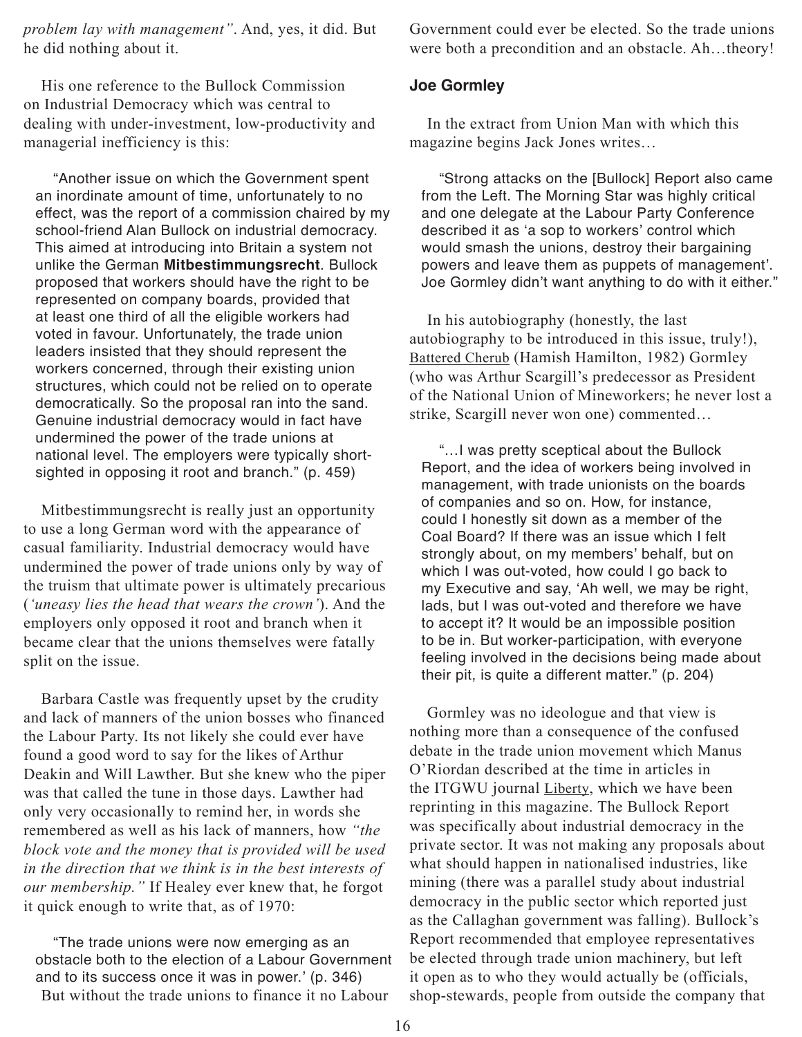*problem lay with management"*. And, yes, it did. But he did nothing about it.

His one reference to the Bullock Commission on Industrial Democracy which was central to dealing with under-investment, low-productivity and managerial inefficiency is this:

> "Another issue on which the Government spent an inordinate amount of time, unfortunately to no effect, was the report of a commission chaired by my school-friend Alan Bullock on industrial democracy. This aimed at introducing into Britain a system not unlike the German **Mitbestimmungsrecht**. Bullock proposed that workers should have the right to be represented on company boards, provided that at least one third of all the eligible workers had voted in favour. Unfortunately, the trade union leaders insisted that they should represent the workers concerned, through their existing union structures, which could not be relied on to operate democratically. So the proposal ran into the sand. Genuine industrial democracy would in fact have undermined the power of the trade unions at national level. The employers were typically short-sighted in opposing it root and branch." (p. 459)

Mitbestimmungsrecht is really just an opportunity to use a long German word with the appearance of casual familiarity. Industrial democracy would have undermined the power of trade unions only by way of the truism that ultimate power is ultimately precarious (*'uneasy lies the head that wears the crown'*). And the employers only opposed it root and branch when it became clear that the unions themselves were fatally split on the issue.

Barbara Castle was frequently upset by the crudity and lack of manners of the union bosses who financed the Labour Party. Its not likely she could ever have found a good word to say for the likes of Arthur Deakin and Will Lawther. But she knew who the piper was that called the tune in those days. Lawther had only very occasionally to remind her, in words she remembered as well as his lack of manners, how *"the block vote and the money that is provided will be used in the direction that we think is in the best interests of our membership."* If Healey ever knew that, he forgot it quick enough to write that, as of 1970:

> "The trade unions were now emerging as an obstacle both to the election of a Labour Government and to its success once it was in power.' (p. 346)

But without the trade unions to finance it no Labour Government could ever be elected. So the trade unions were both a precondition and an obstacle. Ah…theory!

### Joe Gormley

In the extract from Union Man with which this magazine begins Jack Jones writes…

> "Strong attacks on the [Bullock] Report also came from the Left. The Morning Star was highly critical and one delegate at the Labour Party Conference described it as 'a sop to workers' control which would smash the unions, destroy their bargaining powers and leave them as puppets of management'. Joe Gormley didn't want anything to do with it either."

In his autobiography (honestly, the last autobiography to be introduced in this issue, truly!), Battered Cherub (Hamish Hamilton, 1982) Gormley (who was Arthur Scargill's predecessor as President of the National Union of Mineworkers; he never lost a strike, Scargill never won one) commented…

> "…I was pretty sceptical about the Bullock Report, and the idea of workers being involved in management, with trade unionists on the boards of companies and so on. How, for instance, could I honestly sit down as a member of the Coal Board? If there was an issue which I felt strongly about, on my members' behalf, but on which I was out-voted, how could I go back to my Executive and say, 'Ah well, we may be right, lads, but I was out-voted and therefore we have to accept it? It would be an impossible position to be in. But worker-participation, with everyone feeling involved in the decisions being made about their pit, is quite a different matter." (p. 204)

Gormley was no ideologue and that view is nothing more than a consequence of the confused debate in the trade union movement which Manus O'Riordan described at the time in articles in the ITGWU journal Liberty, which we have been reprinting in this magazine. The Bullock Report was specifically about industrial democracy in the private sector. It was not making any proposals about what should happen in nationalised industries, like mining (there was a parallel study about industrial democracy in the public sector which reported just as the Callaghan government was falling). Bullock's Report recommended that employee representatives be elected through trade union machinery, but left it open as to who they would actually be (officials, shop-stewards, people from outside the company that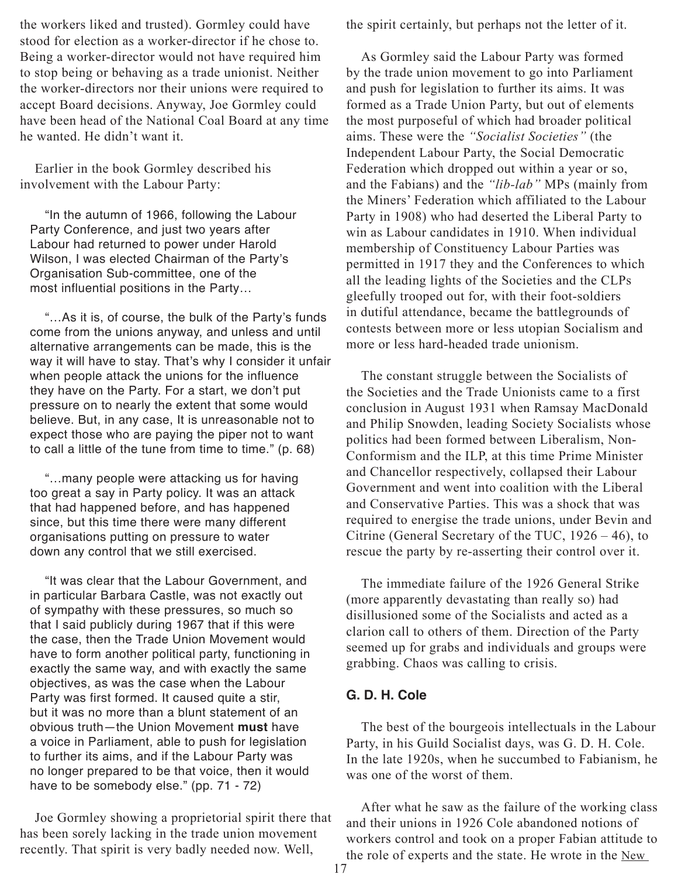the workers liked and trusted). Gormley could have stood for election as a worker-director if he chose to. Being a worker-director would not have required him to stop being or behaving as a trade unionist. Neither the worker-directors nor their unions were required to accept Board decisions. Anyway, Joe Gormley could have been head of the National Coal Board at any time he wanted. He didn't want it.

Earlier in the book Gormley described his involvement with the Labour Party:

> "In the autumn of 1966, following the Labour Party Conference, and just two years after Labour had returned to power under Harold Wilson, I was elected Chairman of the Party's Organisation Sub-committee, one of the most influential positions in the Party…
>
> "…As it is, of course, the bulk of the Party's funds come from the unions anyway, and unless and until alternative arrangements can be made, this is the way it will have to stay. That's why I consider it unfair when people attack the unions for the influence they have on the Party. For a start, we don't put pressure on to nearly the extent that some would believe. But, in any case, It is unreasonable not to expect those who are paying the piper not to want to call a little of the tune from time to time." (p. 68)
>
> "…many people were attacking us for having too great a say in Party policy. It was an attack that had happened before, and has happened since, but this time there were many different organisations putting on pressure to water down any control that we still exercised.
>
> "It was clear that the Labour Government, and in particular Barbara Castle, was not exactly out of sympathy with these pressures, so much so that I said publicly during 1967 that if this were the case, then the Trade Union Movement would have to form another political party, functioning in exactly the same way, and with exactly the same objectives, as was the case when the Labour Party was first formed. It caused quite a stir, but it was no more than a blunt statement of an obvious truth—the Union Movement **must** have a voice in Parliament, able to push for legislation to further its aims, and if the Labour Party was no longer prepared to be that voice, then it would have to be somebody else." (pp. 71 - 72)

Joe Gormley showing a proprietorial spirit there that has been sorely lacking in the trade union movement recently. That spirit is very badly needed now. Well, the spirit certainly, but perhaps not the letter of it.

As Gormley said the Labour Party was formed by the trade union movement to go into Parliament and push for legislation to further its aims. It was formed as a Trade Union Party, but out of elements the most purposeful of which had broader political aims. These were the *"Socialist Societies"* (the Independent Labour Party, the Social Democratic Federation which dropped out within a year or so, and the Fabians) and the *"lib-lab"* MPs (mainly from the Miners' Federation which affiliated to the Labour Party in 1908) who had deserted the Liberal Party to win as Labour candidates in 1910. When individual membership of Constituency Labour Parties was permitted in 1917 they and the Conferences to which all the leading lights of the Societies and the CLPs gleefully trooped out for, with their foot-soldiers in dutiful attendance, became the battlegrounds of contests between more or less utopian Socialism and more or less hard-headed trade unionism.

The constant struggle between the Socialists of the Societies and the Trade Unionists came to a first conclusion in August 1931 when Ramsay MacDonald and Philip Snowden, leading Society Socialists whose politics had been formed between Liberalism, Non-Conformism and the ILP, at this time Prime Minister and Chancellor respectively, collapsed their Labour Government and went into coalition with the Liberal and Conservative Parties. This was a shock that was required to energise the trade unions, under Bevin and Citrine (General Secretary of the TUC, 1926 – 46), to rescue the party by re-asserting their control over it.

The immediate failure of the 1926 General Strike (more apparently devastating than really so) had disillusioned some of the Socialists and acted as a clarion call to others of them. Direction of the Party seemed up for grabs and individuals and groups were grabbing. Chaos was calling to crisis.

### G. D. H. Cole

The best of the bourgeois intellectuals in the Labour Party, in his Guild Socialist days, was G. D. H. Cole. In the late 1920s, when he succumbed to Fabianism, he was one of the worst of them.

After what he saw as the failure of the working class and their unions in 1926 Cole abandoned notions of workers control and took on a proper Fabian attitude to the role of experts and the state. He wrote in the New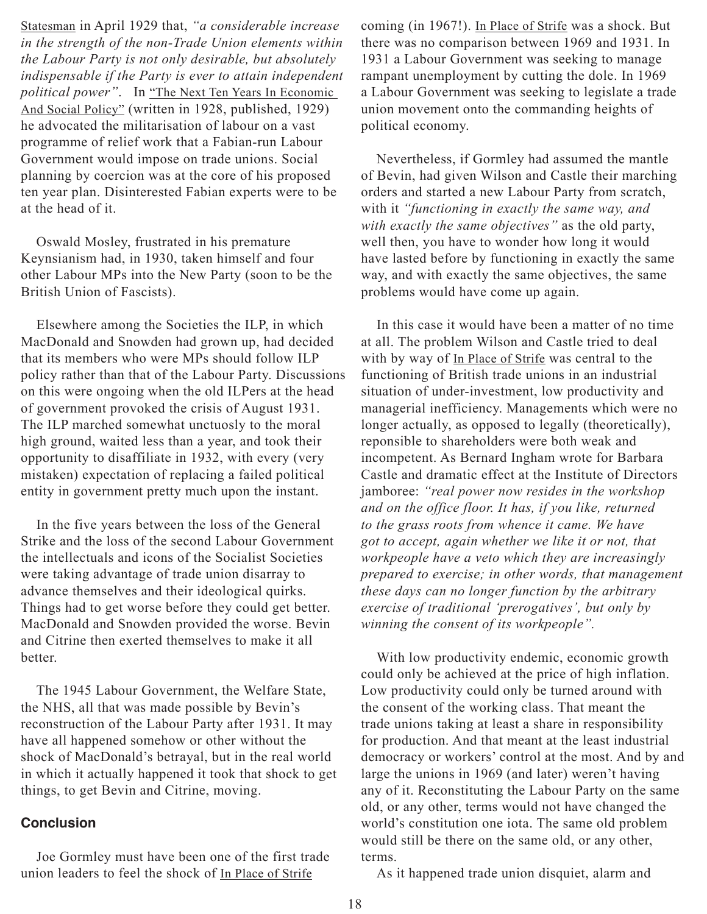Statesman in April 1929 that, *"a considerable increase in the strength of the non-Trade Union elements within the Labour Party is not only desirable, but absolutely indispensable if the Party is ever to attain independent political power"*. In "The Next Ten Years In Economic And Social Policy" (written in 1928, published, 1929) he advocated the militarisation of labour on a vast programme of relief work that a Fabian-run Labour Government would impose on trade unions. Social planning by coercion was at the core of his proposed ten year plan. Disinterested Fabian experts were to be at the head of it.

Oswald Mosley, frustrated in his premature Keynsianism had, in 1930, taken himself and four other Labour MPs into the New Party (soon to be the British Union of Fascists).

Elsewhere among the Societies the ILP, in which MacDonald and Snowden had grown up, had decided that its members who were MPs should follow ILP policy rather than that of the Labour Party. Discussions on this were ongoing when the old ILPers at the head of government provoked the crisis of August 1931. The ILP marched somewhat unctuosly to the moral high ground, waited less than a year, and took their opportunity to disaffiliate in 1932, with every (very mistaken) expectation of replacing a failed political entity in government pretty much upon the instant.

In the five years between the loss of the General Strike and the loss of the second Labour Government the intellectuals and icons of the Socialist Societies were taking advantage of trade union disarray to advance themselves and their ideological quirks. Things had to get worse before they could get better. MacDonald and Snowden provided the worse. Bevin and Citrine then exerted themselves to make it all better.

The 1945 Labour Government, the Welfare State, the NHS, all that was made possible by Bevin's reconstruction of the Labour Party after 1931. It may have all happened somehow or other without the shock of MacDonald's betrayal, but in the real world in which it actually happened it took that shock to get things, to get Bevin and Citrine, moving.

### Conclusion

Joe Gormley must have been one of the first trade union leaders to feel the shock of In Place of Strife coming (in 1967!). In Place of Strife was a shock. But there was no comparison between 1969 and 1931. In 1931 a Labour Government was seeking to manage rampant unemployment by cutting the dole. In 1969 a Labour Government was seeking to legislate a trade union movement onto the commanding heights of political economy.

Nevertheless, if Gormley had assumed the mantle of Bevin, had given Wilson and Castle their marching orders and started a new Labour Party from scratch, with it *"functioning in exactly the same way, and with exactly the same objectives"* as the old party, well then, you have to wonder how long it would have lasted before by functioning in exactly the same way, and with exactly the same objectives, the same problems would have come up again.

In this case it would have been a matter of no time at all. The problem Wilson and Castle tried to deal with by way of In Place of Strife was central to the functioning of British trade unions in an industrial situation of under-investment, low productivity and managerial inefficiency. Managements which were no longer actually, as opposed to legally (theoretically), reponsible to shareholders were both weak and incompetent. As Bernard Ingham wrote for Barbara Castle and dramatic effect at the Institute of Directors jamboree: *"real power now resides in the workshop and on the office floor. It has, if you like, returned to the grass roots from whence it came. We have got to accept, again whether we like it or not, that workpeople have a veto which they are increasingly prepared to exercise; in other words, that management these days can no longer function by the arbitrary exercise of traditional 'prerogatives', but only by winning the consent of its workpeople".*

With low productivity endemic, economic growth could only be achieved at the price of high inflation. Low productivity could only be turned around with the consent of the working class. That meant the trade unions taking at least a share in responsibility for production. And that meant at the least industrial democracy or workers' control at the most. And by and large the unions in 1969 (and later) weren't having any of it. Reconstituting the Labour Party on the same old, or any other, terms would not have changed the world's constitution one iota. The same old problem would still be there on the same old, or any other, terms.

As it happened trade union disquiet, alarm and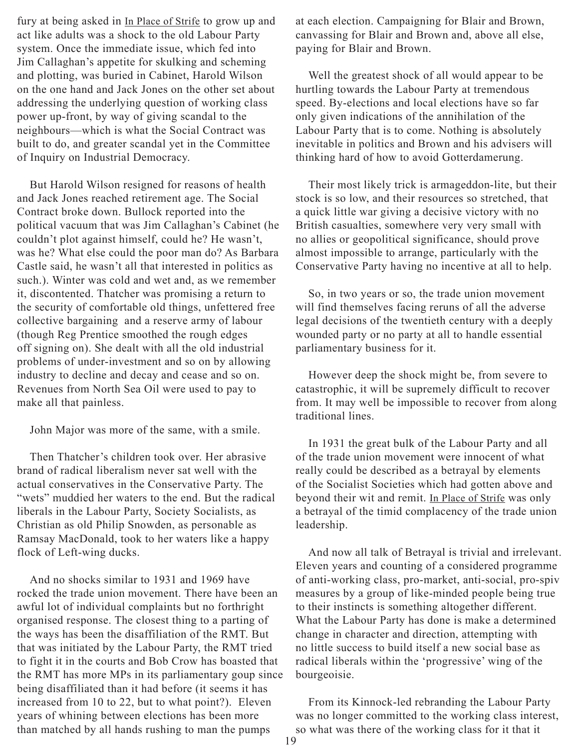fury at being asked in In Place of Strife to grow up and act like adults was a shock to the old Labour Party system. Once the immediate issue, which fed into Jim Callaghan's appetite for skulking and scheming and plotting, was buried in Cabinet, Harold Wilson on the one hand and Jack Jones on the other set about addressing the underlying question of working class power up-front, by way of giving scandal to the neighbours—which is what the Social Contract was built to do, and greater scandal yet in the Committee of Inquiry on Industrial Democracy.

But Harold Wilson resigned for reasons of health and Jack Jones reached retirement age. The Social Contract broke down. Bullock reported into the political vacuum that was Jim Callaghan's Cabinet (he couldn't plot against himself, could he? He wasn't, was he? What else could the poor man do? As Barbara Castle said, he wasn't all that interested in politics as such.). Winter was cold and wet and, as we remember it, discontented. Thatcher was promising a return to the security of comfortable old things, unfettered free collective bargaining and a reserve army of labour (though Reg Prentice smoothed the rough edges off signing on). She dealt with all the old industrial problems of under-investment and so on by allowing industry to decline and decay and cease and so on. Revenues from North Sea Oil were used to pay to make all that painless.

John Major was more of the same, with a smile.

Then Thatcher's children took over. Her abrasive brand of radical liberalism never sat well with the actual conservatives in the Conservative Party. The "wets" muddied her waters to the end. But the radical liberals in the Labour Party, Society Socialists, as Christian as old Philip Snowden, as personable as Ramsay MacDonald, took to her waters like a happy flock of Left-wing ducks.

And no shocks similar to 1931 and 1969 have rocked the trade union movement. There have been an awful lot of individual complaints but no forthright organised response. The closest thing to a parting of the ways has been the disaffiliation of the RMT. But that was initiated by the Labour Party, the RMT tried to fight it in the courts and Bob Crow has boasted that the RMT has more MPs in its parliamentary goup since being disaffiliated than it had before (it seems it has increased from 10 to 22, but to what point?). Eleven years of whining between elections has been more than matched by all hands rushing to man the pumps at each election. Campaigning for Blair and Brown, canvassing for Blair and Brown and, above all else, paying for Blair and Brown.

Well the greatest shock of all would appear to be hurtling towards the Labour Party at tremendous speed. By-elections and local elections have so far only given indications of the annihilation of the Labour Party that is to come. Nothing is absolutely inevitable in politics and Brown and his advisers will thinking hard of how to avoid Gotterdamerung.

Their most likely trick is armageddon-lite, but their stock is so low, and their resources so stretched, that a quick little war giving a decisive victory with no British casualties, somewhere very very small with no allies or geopolitical significance, should prove almost impossible to arrange, particularly with the Conservative Party having no incentive at all to help.

So, in two years or so, the trade union movement will find themselves facing reruns of all the adverse legal decisions of the twentieth century with a deeply wounded party or no party at all to handle essential parliamentary business for it.

However deep the shock might be, from severe to catastrophic, it will be supremely difficult to recover from. It may well be impossible to recover from along traditional lines.

In 1931 the great bulk of the Labour Party and all of the trade union movement were innocent of what really could be described as a betrayal by elements of the Socialist Societies which had gotten above and beyond their wit and remit. In Place of Strife was only a betrayal of the timid complacency of the trade union leadership.

And now all talk of Betrayal is trivial and irrelevant. Eleven years and counting of a considered programme of anti-working class, pro-market, anti-social, pro-spiv measures by a group of like-minded people being true to their instincts is something altogether different. What the Labour Party has done is make a determined change in character and direction, attempting with no little success to build itself a new social base as radical liberals within the 'progressive' wing of the bourgeoisie.

From its Kinnock-led rebranding the Labour Party was no longer committed to the working class interest, so what was there of the working class for it that it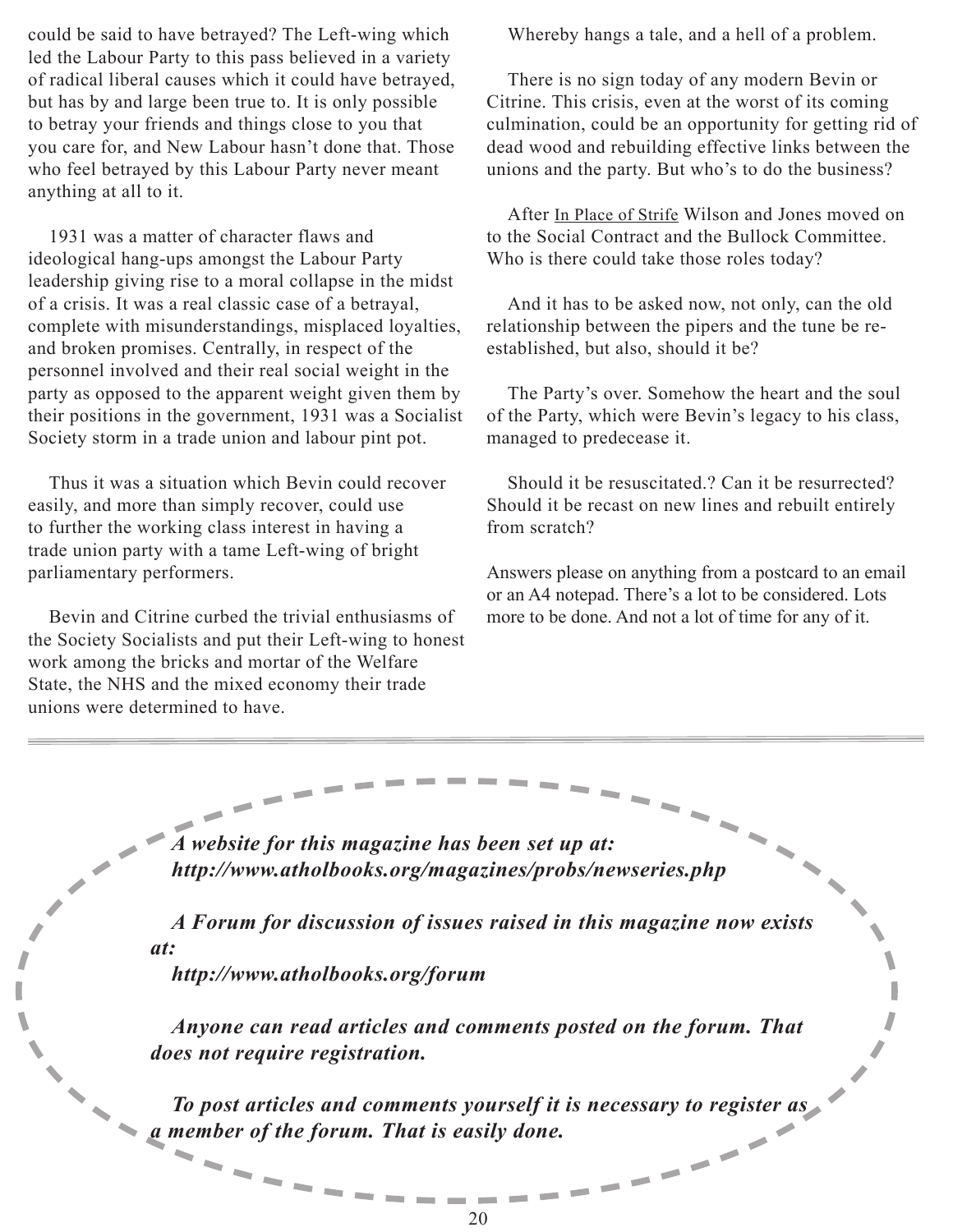could be said to have betrayed? The Left-wing which led the Labour Party to this pass believed in a variety of radical liberal causes which it could have betrayed, but has by and large been true to. It is only possible to betray your friends and things close to you that you care for, and New Labour hasn't done that. Those who feel betrayed by this Labour Party never meant anything at all to it.

1931 was a matter of character flaws and ideological hang-ups amongst the Labour Party leadership giving rise to a moral collapse in the midst of a crisis. It was a real classic case of a betrayal, complete with misunderstandings, misplaced loyalties, and broken promises. Centrally, in respect of the personnel involved and their real social weight in the party as opposed to the apparent weight given them by their positions in the government, 1931 was a Socialist Society storm in a trade union and labour pint pot.

Thus it was a situation which Bevin could recover easily, and more than simply recover, could use to further the working class interest in having a trade union party with a tame Left-wing of bright parliamentary performers.

Bevin and Citrine curbed the trivial enthusiasms of the Society Socialists and put their Left-wing to honest work among the bricks and mortar of the Welfare State, the NHS and the mixed economy their trade unions were determined to have.

Whereby hangs a tale, and a hell of a problem.

There is no sign today of any modern Bevin or Citrine. This crisis, even at the worst of its coming culmination, could be an opportunity for getting rid of dead wood and rebuilding effective links between the unions and the party. But who's to do the business?

After In Place of Strife Wilson and Jones moved on to the Social Contract and the Bullock Committee. Who is there could take those roles today?

And it has to be asked now, not only, can the old relationship between the pipers and the tune be re-established, but also, should it be?

The Party's over. Somehow the heart and the soul of the Party, which were Bevin's legacy to his class, managed to predecease it.

Should it be resuscitated.? Can it be resurrected? Should it be recast on new lines and rebuilt entirely from scratch?

Answers please on anything from a postcard to an email or an A4 notepad. There's a lot to be considered. Lots more to be done. And not a lot of time for any of it.

---

***A website for this magazine has been set up at:***
***http://www.atholbooks.org/magazines/probs/newseries.php***

***A Forum for discussion of issues raised in this magazine now exists at:***
***http://www.atholbooks.org/forum***

***Anyone can read articles and comments posted on the forum. That does not require registration.***

***To post articles and comments yourself it is necessary to register as a member of the forum. That is easily done.***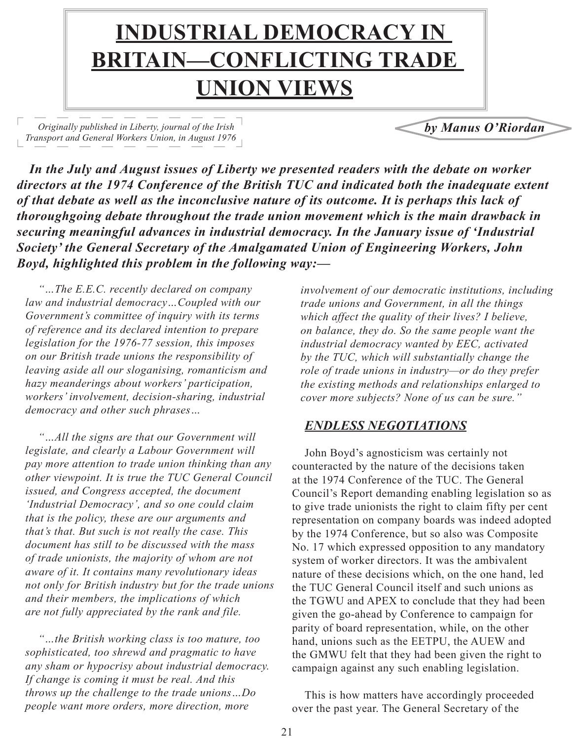# INDUSTRIAL DEMOCRACY IN BRITAIN—CONFLICTING TRADE UNION VIEWS

*Originally published in Liberty, journal of the Irish Transport and General Workers Union, in August 1976*

***by Manus O'Riordan***

***In the July and August issues of Liberty we presented readers with the debate on worker directors at the 1974 Conference of the British TUC and indicated both the inadequate extent of that debate as well as the inconclusive nature of its outcome. It is perhaps this lack of thoroughgoing debate throughout the trade union movement which is the main drawback in securing meaningful advances in industrial democracy. In the January issue of 'Industrial Society' the General Secretary of the Amalgamated Union of Engineering Workers, John Boyd, highlighted this problem in the following way:—***

*"…The E.E.C. recently declared on company law and industrial democracy…Coupled with our Government's committee of inquiry with its terms of reference and its declared intention to prepare legislation for the 1976-77 session, this imposes on our British trade unions the responsibility of leaving aside all our sloganising, romanticism and hazy meanderings about workers' participation, workers' involvement, decision-sharing, industrial democracy and other such phrases…*

*"…All the signs are that our Government will legislate, and clearly a Labour Government will pay more attention to trade union thinking than any other viewpoint. It is true the TUC General Council issued, and Congress accepted, the document 'Industrial Democracy', and so one could claim that is the policy, these are our arguments and that's that. But such is not really the case. This document has still to be discussed with the mass of trade unionists, the majority of whom are not aware of it. It contains many revolutionary ideas not only for British industry but for the trade unions and their members, the implications of which are not fully appreciated by the rank and file.*

*"…the British working class is too mature, too sophisticated, too shrewd and pragmatic to have any sham or hypocrisy about industrial democracy. If change is coming it must be real. And this throws up the challenge to the trade unions…Do people want more orders, more direction, more involvement of our democratic institutions, including trade unions and Government, in all the things which affect the quality of their lives? I believe, on balance, they do. So the same people want the industrial democracy wanted by EEC, activated by the TUC, which will substantially change the role of trade unions in industry—or do they prefer the existing methods and relationships enlarged to cover more subjects? None of us can be sure."*

## *ENDLESS NEGOTIATIONS*

John Boyd's agnosticism was certainly not counteracted by the nature of the decisions taken at the 1974 Conference of the TUC. The General Council's Report demanding enabling legislation so as to give trade unionists the right to claim fifty per cent representation on company boards was indeed adopted by the 1974 Conference, but so also was Composite No. 17 which expressed opposition to any mandatory system of worker directors. It was the ambivalent nature of these decisions which, on the one hand, led the TUC General Council itself and such unions as the TGWU and APEX to conclude that they had been given the go-ahead by Conference to campaign for parity of board representation, while, on the other hand, unions such as the EETPU, the AUEW and the GMWU felt that they had been given the right to campaign against any such enabling legislation.

This is how matters have accordingly proceeded over the past year. The General Secretary of the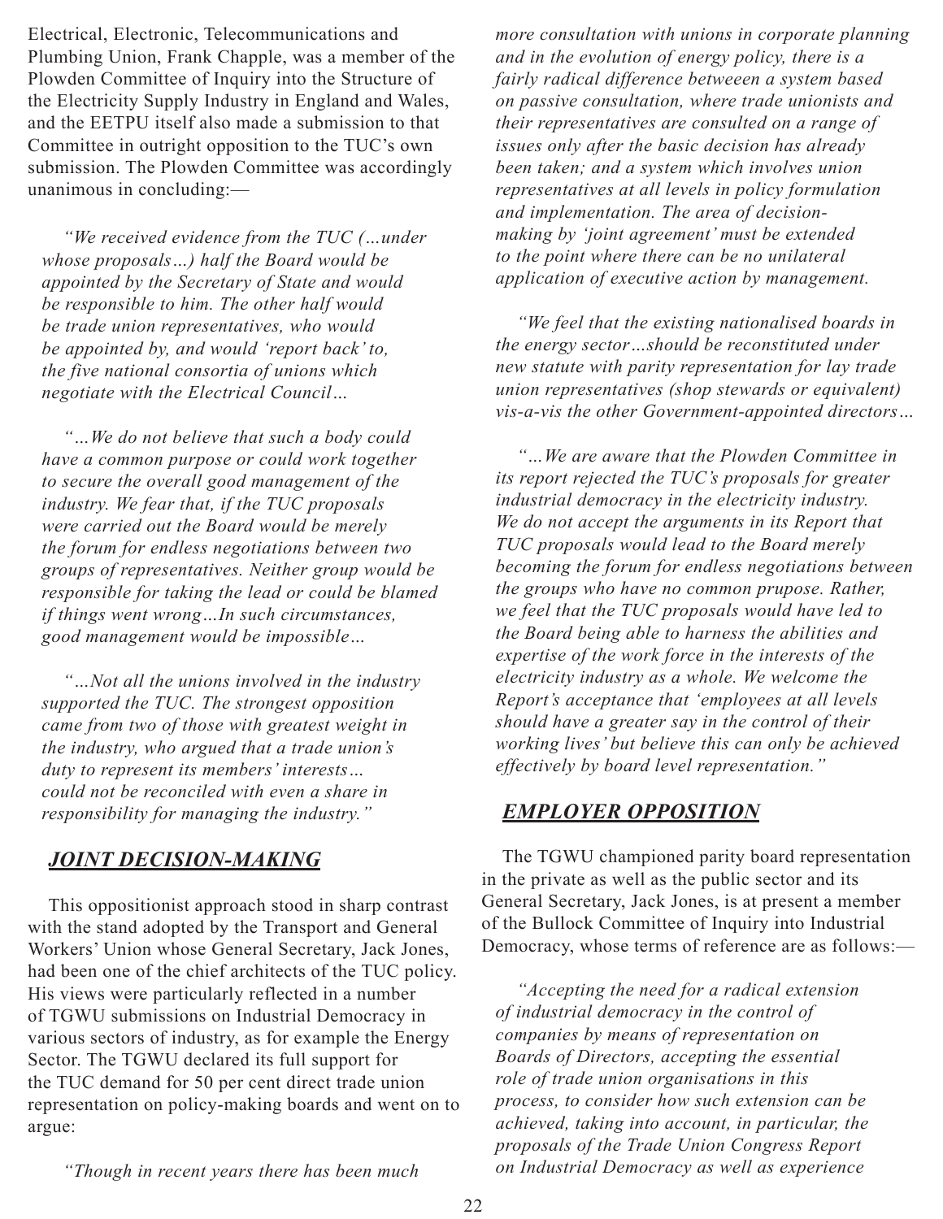Electrical, Electronic, Telecommunications and Plumbing Union, Frank Chapple, was a member of the Plowden Committee of Inquiry into the Structure of the Electricity Supply Industry in England and Wales, and the EETPU itself also made a submission to that Committee in outright opposition to the TUC's own submission. The Plowden Committee was accordingly unanimous in concluding:—

> *"We received evidence from the TUC (…under whose proposals…) half the Board would be appointed by the Secretary of State and would be responsible to him. The other half would be trade union representatives, who would be appointed by, and would 'report back' to, the five national consortia of unions which negotiate with the Electrical Council…*
>
> *"…We do not believe that such a body could have a common purpose or could work together to secure the overall good management of the industry. We fear that, if the TUC proposals were carried out the Board would be merely the forum for endless negotiations between two groups of representatives. Neither group would be responsible for taking the lead or could be blamed if things went wrong…In such circumstances, good management would be impossible…*
>
> *"…Not all the unions involved in the industry supported the TUC. The strongest opposition came from two of those with greatest weight in the industry, who argued that a trade union's duty to represent its members' interests… could not be reconciled with even a share in responsibility for managing the industry."*

## *JOINT DECISION-MAKING*

This oppositionist approach stood in sharp contrast with the stand adopted by the Transport and General Workers' Union whose General Secretary, Jack Jones, had been one of the chief architects of the TUC policy. His views were particularly reflected in a number of TGWU submissions on Industrial Democracy in various sectors of industry, as for example the Energy Sector. The TGWU declared its full support for the TUC demand for 50 per cent direct trade union representation on policy-making boards and went on to argue:

> *"Though in recent years there has been much more consultation with unions in corporate planning and in the evolution of energy policy, there is a fairly radical difference betweeen a system based on passive consultation, where trade unionists and their representatives are consulted on a range of issues only after the basic decision has already been taken; and a system which involves union representatives at all levels in policy formulation and implementation. The area of decision-making by 'joint agreement' must be extended to the point where there can be no unilateral application of executive action by management.*
>
> *"We feel that the existing nationalised boards in the energy sector…should be reconstituted under new statute with parity representation for lay trade union representatives (shop stewards or equivalent) vis-a-vis the other Government-appointed directors…*
>
> *"…We are aware that the Plowden Committee in its report rejected the TUC's proposals for greater industrial democracy in the electricity industry. We do not accept the arguments in its Report that TUC proposals would lead to the Board merely becoming the forum for endless negotiations between the groups who have no common prupose. Rather, we feel that the TUC proposals would have led to the Board being able to harness the abilities and expertise of the work force in the interests of the electricity industry as a whole. We welcome the Report's acceptance that 'employees at all levels should have a greater say in the control of their working lives' but believe this can only be achieved effectively by board level representation."*

## *EMPLOYER OPPOSITION*

The TGWU championed parity board representation in the private as well as the public sector and its General Secretary, Jack Jones, is at present a member of the Bullock Committee of Inquiry into Industrial Democracy, whose terms of reference are as follows:—

> *"Accepting the need for a radical extension of industrial democracy in the control of companies by means of representation on Boards of Directors, accepting the essential role of trade union organisations in this process, to consider how such extension can be achieved, taking into account, in particular, the proposals of the Trade Union Congress Report on Industrial Democracy as well as experience*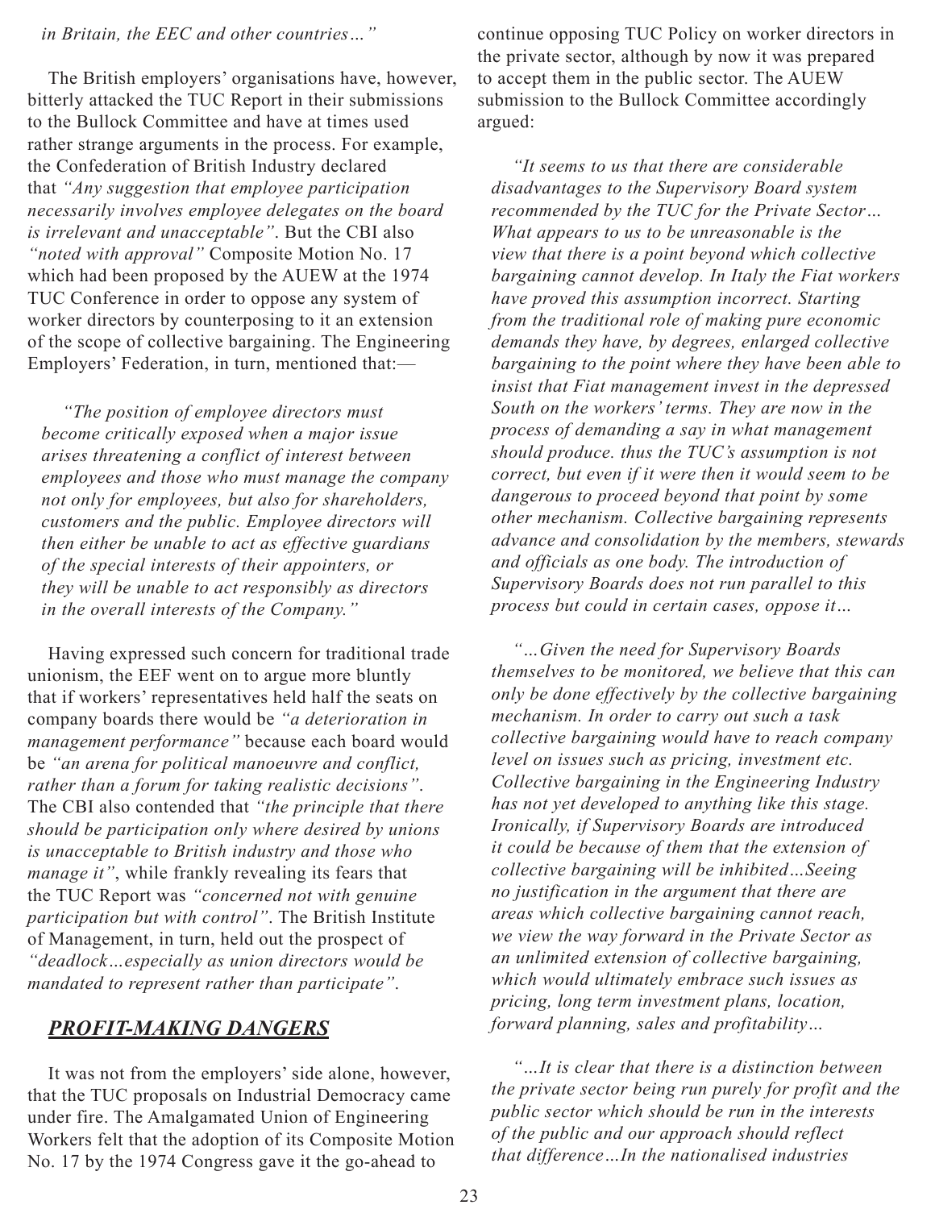*in Britain, the EEC and other countries…"*

The British employers' organisations have, however, bitterly attacked the TUC Report in their submissions to the Bullock Committee and have at times used rather strange arguments in the process. For example, the Confederation of British Industry declared that *"Any suggestion that employee participation necessarily involves employee delegates on the board is irrelevant and unacceptable"*. But the CBI also *"noted with approval"* Composite Motion No. 17 which had been proposed by the AUEW at the 1974 TUC Conference in order to oppose any system of worker directors by counterposing to it an extension of the scope of collective bargaining. The Engineering Employers' Federation, in turn, mentioned that:—

> *"The position of employee directors must become critically exposed when a major issue arises threatening a conflict of interest between employees and those who must manage the company not only for employees, but also for shareholders, customers and the public. Employee directors will then either be unable to act as effective guardians of the special interests of their appointers, or they will be unable to act responsibly as directors in the overall interests of the Company."*

Having expressed such concern for traditional trade unionism, the EEF went on to argue more bluntly that if workers' representatives held half the seats on company boards there would be *"a deterioration in management performance"* because each board would be *"an arena for political manoeuvre and conflict, rather than a forum for taking realistic decisions"*. The CBI also contended that *"the principle that there should be participation only where desired by unions is unacceptable to British industry and those who manage it"*, while frankly revealing its fears that the TUC Report was *"concerned not with genuine participation but with control"*. The British Institute of Management, in turn, held out the prospect of *"deadlock…especially as union directors would be mandated to represent rather than participate"*.

## ***PROFIT-MAKING DANGERS***

It was not from the employers' side alone, however, that the TUC proposals on Industrial Democracy came under fire. The Amalgamated Union of Engineering Workers felt that the adoption of its Composite Motion No. 17 by the 1974 Congress gave it the go-ahead to continue opposing TUC Policy on worker directors in the private sector, although by now it was prepared to accept them in the public sector. The AUEW submission to the Bullock Committee accordingly argued:

> *"It seems to us that there are considerable disadvantages to the Supervisory Board system recommended by the TUC for the Private Sector… What appears to us to be unreasonable is the view that there is a point beyond which collective bargaining cannot develop. In Italy the Fiat workers have proved this assumption incorrect. Starting from the traditional role of making pure economic demands they have, by degrees, enlarged collective bargaining to the point where they have been able to insist that Fiat management invest in the depressed South on the workers' terms. They are now in the process of demanding a say in what management should produce. thus the TUC's assumption is not correct, but even if it were then it would seem to be dangerous to proceed beyond that point by some other mechanism. Collective bargaining represents advance and consolidation by the members, stewards and officials as one body. The introduction of Supervisory Boards does not run parallel to this process but could in certain cases, oppose it…*
>
> *"…Given the need for Supervisory Boards themselves to be monitored, we believe that this can only be done effectively by the collective bargaining mechanism. In order to carry out such a task collective bargaining would have to reach company level on issues such as pricing, investment etc. Collective bargaining in the Engineering Industry has not yet developed to anything like this stage. Ironically, if Supervisory Boards are introduced it could be because of them that the extension of collective bargaining will be inhibited…Seeing no justification in the argument that there are areas which collective bargaining cannot reach, we view the way forward in the Private Sector as an unlimited extension of collective bargaining, which would ultimately embrace such issues as pricing, long term investment plans, location, forward planning, sales and profitability…*
>
> *"…It is clear that there is a distinction between the private sector being run purely for profit and the public sector which should be run in the interests of the public and our approach should reflect that difference…In the nationalised industries*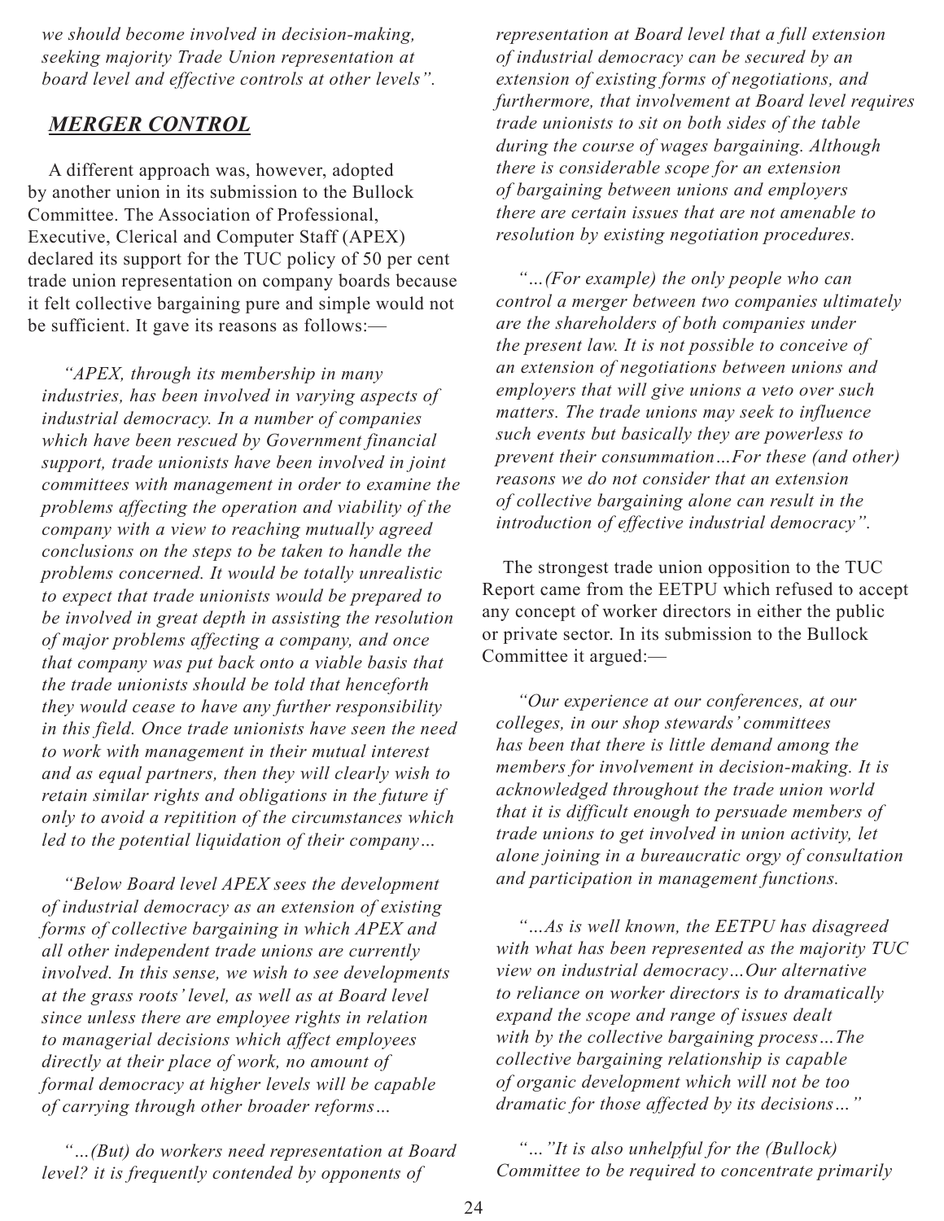*we should become involved in decision-making, seeking majority Trade Union representation at board level and effective controls at other levels".*

## *MERGER CONTROL*

A different approach was, however, adopted by another union in its submission to the Bullock Committee. The Association of Professional, Executive, Clerical and Computer Staff (APEX) declared its support for the TUC policy of 50 per cent trade union representation on company boards because it felt collective bargaining pure and simple would not be sufficient. It gave its reasons as follows:—

*"APEX, through its membership in many industries, has been involved in varying aspects of industrial democracy. In a number of companies which have been rescued by Government financial support, trade unionists have been involved in joint committees with management in order to examine the problems affecting the operation and viability of the company with a view to reaching mutually agreed conclusions on the steps to be taken to handle the problems concerned. It would be totally unrealistic to expect that trade unionists would be prepared to be involved in great depth in assisting the resolution of major problems affecting a company, and once that company was put back onto a viable basis that the trade unionists should be told that henceforth they would cease to have any further responsibility in this field. Once trade unionists have seen the need to work with management in their mutual interest and as equal partners, then they will clearly wish to retain similar rights and obligations in the future if only to avoid a repitition of the circumstances which led to the potential liquidation of their company…*

*"Below Board level APEX sees the development of industrial democracy as an extension of existing forms of collective bargaining in which APEX and all other independent trade unions are currently involved. In this sense, we wish to see developments at the grass roots' level, as well as at Board level since unless there are employee rights in relation to managerial decisions which affect employees directly at their place of work, no amount of formal democracy at higher levels will be capable of carrying through other broader reforms…*

*"…(But) do workers need representation at Board level? it is frequently contended by opponents of representation at Board level that a full extension of industrial democracy can be secured by an extension of existing forms of negotiations, and furthermore, that involvement at Board level requires trade unionists to sit on both sides of the table during the course of wages bargaining. Although there is considerable scope for an extension of bargaining between unions and employers there are certain issues that are not amenable to resolution by existing negotiation procedures.*

*"…(For example) the only people who can control a merger between two companies ultimately are the shareholders of both companies under the present law. It is not possible to conceive of an extension of negotiations between unions and employers that will give unions a veto over such matters. The trade unions may seek to influence such events but basically they are powerless to prevent their consummation…For these (and other) reasons we do not consider that an extension of collective bargaining alone can result in the introduction of effective industrial democracy".*

The strongest trade union opposition to the TUC Report came from the EETPU which refused to accept any concept of worker directors in either the public or private sector. In its submission to the Bullock Committee it argued:—

*"Our experience at our conferences, at our colleges, in our shop stewards' committees has been that there is little demand among the members for involvement in decision-making. It is acknowledged throughout the trade union world that it is difficult enough to persuade members of trade unions to get involved in union activity, let alone joining in a bureaucratic orgy of consultation and participation in management functions.*

*"…As is well known, the EETPU has disagreed with what has been represented as the majority TUC view on industrial democracy…Our alternative to reliance on worker directors is to dramatically expand the scope and range of issues dealt with by the collective bargaining process…The collective bargaining relationship is capable of organic development which will not be too dramatic for those affected by its decisions…"*

*"…"It is also unhelpful for the (Bullock) Committee to be required to concentrate primarily*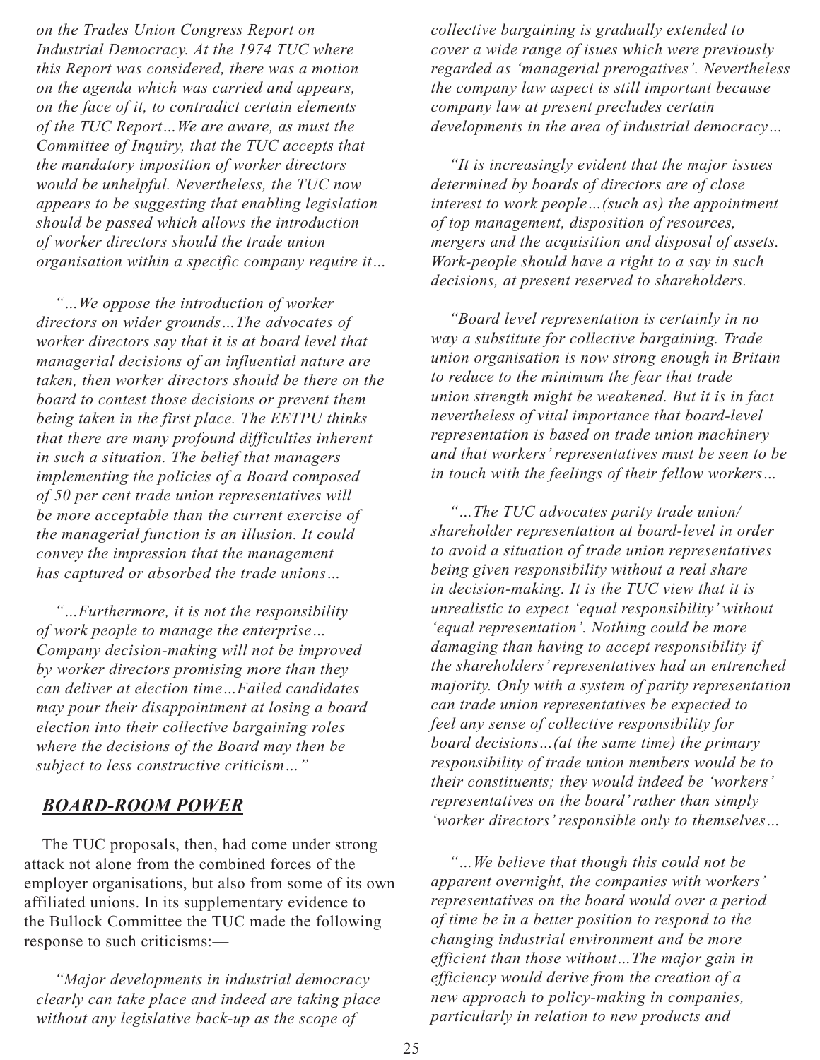*on the Trades Union Congress Report on Industrial Democracy. At the 1974 TUC where this Report was considered, there was a motion on the agenda which was carried and appears, on the face of it, to contradict certain elements of the TUC Report…We are aware, as must the Committee of Inquiry, that the TUC accepts that the mandatory imposition of worker directors would be unhelpful. Nevertheless, the TUC now appears to be suggesting that enabling legislation should be passed which allows the introduction of worker directors should the trade union organisation within a specific company require it…*

*"…We oppose the introduction of worker directors on wider grounds…The advocates of worker directors say that it is at board level that managerial decisions of an influential nature are taken, then worker directors should be there on the board to contest those decisions or prevent them being taken in the first place. The EETPU thinks that there are many profound difficulties inherent in such a situation. The belief that managers implementing the policies of a Board composed of 50 per cent trade union representatives will be more acceptable than the current exercise of the managerial function is an illusion. It could convey the impression that the management has captured or absorbed the trade unions…*

*"…Furthermore, it is not the responsibility of work people to manage the enterprise… Company decision-making will not be improved by worker directors promising more than they can deliver at election time…Failed candidates may pour their disappointment at losing a board election into their collective bargaining roles where the decisions of the Board may then be subject to less constructive criticism…"*

## *BOARD-ROOM POWER*

The TUC proposals, then, had come under strong attack not alone from the combined forces of the employer organisations, but also from some of its own affiliated unions. In its supplementary evidence to the Bullock Committee the TUC made the following response to such criticisms:—

*"Major developments in industrial democracy clearly can take place and indeed are taking place without any legislative back-up as the scope of collective bargaining is gradually extended to cover a wide range of isues which were previously regarded as 'managerial prerogatives'. Nevertheless the company law aspect is still important because company law at present precludes certain developments in the area of industrial democracy…*

*"It is increasingly evident that the major issues determined by boards of directors are of close interest to work people…(such as) the appointment of top management, disposition of resources, mergers and the acquisition and disposal of assets. Work-people should have a right to a say in such decisions, at present reserved to shareholders.*

*"Board level representation is certainly in no way a substitute for collective bargaining. Trade union organisation is now strong enough in Britain to reduce to the minimum the fear that trade union strength might be weakened. But it is in fact nevertheless of vital importance that board-level representation is based on trade union machinery and that workers' representatives must be seen to be in touch with the feelings of their fellow workers…*

*"…The TUC advocates parity trade union/ shareholder representation at board-level in order to avoid a situation of trade union representatives being given responsibility without a real share in decision-making. It is the TUC view that it is unrealistic to expect 'equal responsibility' without 'equal representation'. Nothing could be more damaging than having to accept responsibility if the shareholders' representatives had an entrenched majority. Only with a system of parity representation can trade union representatives be expected to feel any sense of collective responsibility for board decisions…(at the same time) the primary responsibility of trade union members would be to their constituents; they would indeed be 'workers' representatives on the board' rather than simply 'worker directors' responsible only to themselves…*

*"…We believe that though this could not be apparent overnight, the companies with workers' representatives on the board would over a period of time be in a better position to respond to the changing industrial environment and be more efficient than those without…The major gain in efficiency would derive from the creation of a new approach to policy-making in companies, particularly in relation to new products and*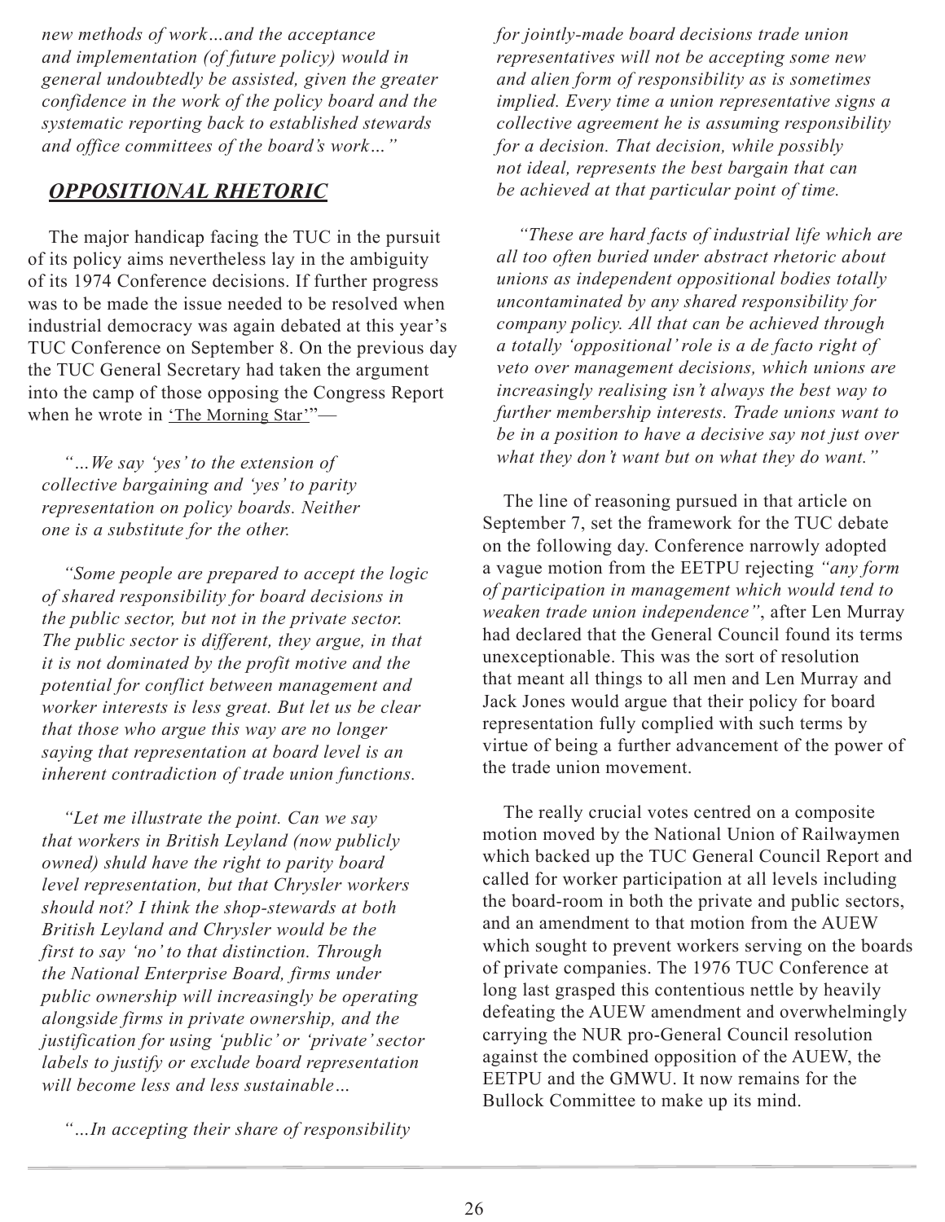*new methods of work…and the acceptance and implementation (of future policy) would in general undoubtedly be assisted, given the greater confidence in the work of the policy board and the systematic reporting back to established stewards and office committees of the board's work…"*

## ***OPPOSITIONAL RHETORIC***

The major handicap facing the TUC in the pursuit of its policy aims nevertheless lay in the ambiguity of its 1974 Conference decisions. If further progress was to be made the issue needed to be resolved when industrial democracy was again debated at this year's TUC Conference on September 8. On the previous day the TUC General Secretary had taken the argument into the camp of those opposing the Congress Report when he wrote in 'The Morning Star'"—

> *"…We say 'yes' to the extension of collective bargaining and 'yes' to parity representation on policy boards. Neither one is a substitute for the other.*
>
> *"Some people are prepared to accept the logic of shared responsibility for board decisions in the public sector, but not in the private sector. The public sector is different, they argue, in that it is not dominated by the profit motive and the potential for conflict between management and worker interests is less great. But let us be clear that those who argue this way are no longer saying that representation at board level is an inherent contradiction of trade union functions.*
>
> *"Let me illustrate the point. Can we say that workers in British Leyland (now publicly owned) shuld have the right to parity board level representation, but that Chrysler workers should not? I think the shop-stewards at both British Leyland and Chrysler would be the first to say 'no' to that distinction. Through the National Enterprise Board, firms under public ownership will increasingly be operating alongside firms in private ownership, and the justification for using 'public' or 'private' sector labels to justify or exclude board representation will become less and less sustainable…*
>
> *"…In accepting their share of responsibility for jointly-made board decisions trade union representatives will not be accepting some new and alien form of responsibility as is sometimes implied. Every time a union representative signs a collective agreement he is assuming responsibility for a decision. That decision, while possibly not ideal, represents the best bargain that can be achieved at that particular point of time.*
>
> *"These are hard facts of industrial life which are all too often buried under abstract rhetoric about unions as independent oppositional bodies totally uncontaminated by any shared responsibility for company policy. All that can be achieved through a totally 'oppositional' role is a de facto right of veto over management decisions, which unions are increasingly realising isn't always the best way to further membership interests. Trade unions want to be in a position to have a decisive say not just over what they don't want but on what they do want."*

The line of reasoning pursued in that article on September 7, set the framework for the TUC debate on the following day. Conference narrowly adopted a vague motion from the EETPU rejecting *"any form of participation in management which would tend to weaken trade union independence"*, after Len Murray had declared that the General Council found its terms unexceptionable. This was the sort of resolution that meant all things to all men and Len Murray and Jack Jones would argue that their policy for board representation fully complied with such terms by virtue of being a further advancement of the power of the trade union movement.

The really crucial votes centred on a composite motion moved by the National Union of Railwaymen which backed up the TUC General Council Report and called for worker participation at all levels including the board-room in both the private and public sectors, and an amendment to that motion from the AUEW which sought to prevent workers serving on the boards of private companies. The 1976 TUC Conference at long last grasped this contentious nettle by heavily defeating the AUEW amendment and overwhelmingly carrying the NUR pro-General Council resolution against the combined opposition of the AUEW, the EETPU and the GMWU. It now remains for the Bullock Committee to make up its mind.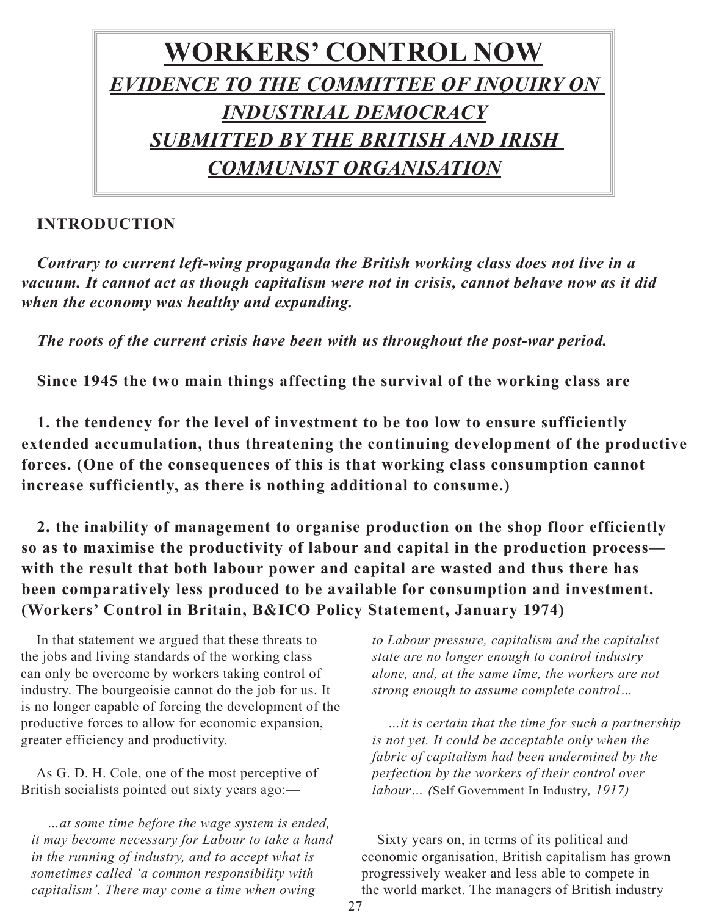# WORKERS' CONTROL NOW

## *EVIDENCE TO THE COMMITTEE OF INQUIRY ON INDUSTRIAL DEMOCRACY SUBMITTED BY THE BRITISH AND IRISH COMMUNIST ORGANISATION*

### INTRODUCTION

***Contrary to current left-wing propaganda the British working class does not live in a vacuum. It cannot act as though capitalism were not in crisis, cannot behave now as it did when the economy was healthy and expanding.***

***The roots of the current crisis have been with us throughout the post-war period.***

**Since 1945 the two main things affecting the survival of the working class are**

**1. the tendency for the level of investment to be too low to ensure sufficiently extended accumulation, thus threatening the continuing development of the productive forces. (One of the consequences of this is that working class consumption cannot increase sufficiently, as there is nothing additional to consume.)**

**2. the inability of management to organise production on the shop floor efficiently so as to maximise the productivity of labour and capital in the production process—with the result that both labour power and capital are wasted and thus there has been comparatively less produced to be available for consumption and investment. (Workers' Control in Britain, B&ICO Policy Statement, January 1974)**

In that statement we argued that these threats to the jobs and living standards of the working class can only be overcome by workers taking control of industry. The bourgeoisie cannot do the job for us. It is no longer capable of forcing the development of the productive forces to allow for economic expansion, greater efficiency and productivity.

As G. D. H. Cole, one of the most perceptive of British socialists pointed out sixty years ago:—

> *...at some time before the wage system is ended, it may become necessary for Labour to take a hand in the running of industry, and to accept what is sometimes called 'a common responsibility with capitalism'. There may come a time when owing to Labour pressure, capitalism and the capitalist state are no longer enough to control industry alone, and, at the same time, the workers are not strong enough to assume complete control...*
>
> *...it is certain that the time for such a partnership is not yet. It could be acceptable only when the fabric of capitalism had been undermined by the perfection by the workers of their control over labour... (*Self Government In Industry*, 1917)*

Sixty years on, in terms of its political and economic organisation, British capitalism has grown progressively weaker and less able to compete in the world market. The managers of British industry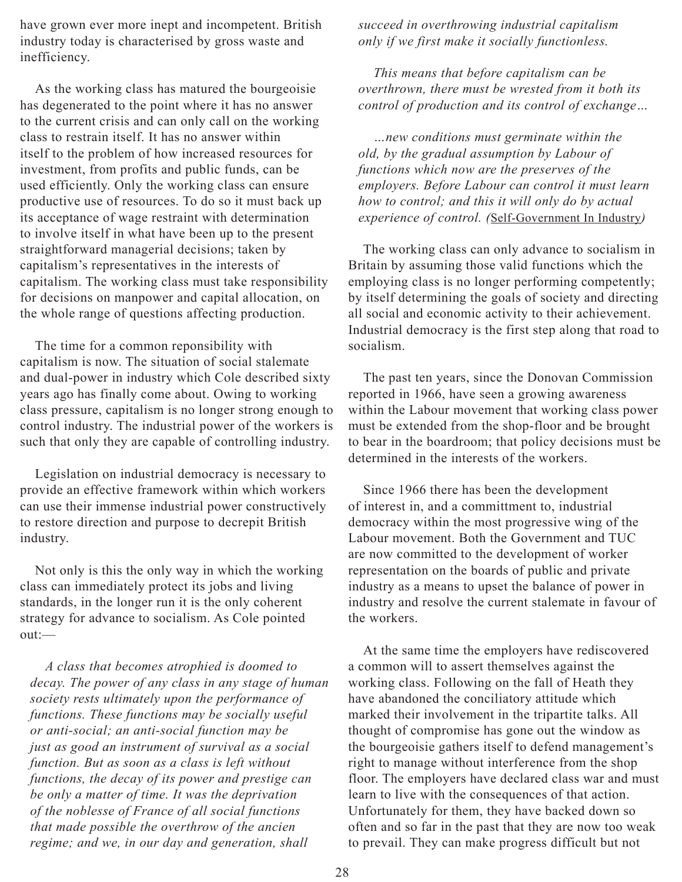have grown ever more inept and incompetent. British industry today is characterised by gross waste and inefficiency.

As the working class has matured the bourgeoisie has degenerated to the point where it has no answer to the current crisis and can only call on the working class to restrain itself. It has no answer within itself to the problem of how increased resources for investment, from profits and public funds, can be used efficiently. Only the working class can ensure productive use of resources. To do so it must back up its acceptance of wage restraint with determination to involve itself in what have been up to the present straightforward managerial decisions; taken by capitalism's representatives in the interests of capitalism. The working class must take responsibility for decisions on manpower and capital allocation, on the whole range of questions affecting production.

The time for a common reponsibility with capitalism is now. The situation of social stalemate and dual-power in industry which Cole described sixty years ago has finally come about. Owing to working class pressure, capitalism is no longer strong enough to control industry. The industrial power of the workers is such that only they are capable of controlling industry.

Legislation on industrial democracy is necessary to provide an effective framework within which workers can use their immense industrial power constructively to restore direction and purpose to decrepit British industry.

Not only is this the only way in which the working class can immediately protect its jobs and living standards, in the longer run it is the only coherent strategy for advance to socialism. As Cole pointed out:—

> *A class that becomes atrophied is doomed to decay. The power of any class in any stage of human society rests ultimately upon the performance of functions. These functions may be socially useful or anti-social; an anti-social function may be just as good an instrument of survival as a social function. But as soon as a class is left without functions, the decay of its power and prestige can be only a matter of time. It was the deprivation of the noblesse of France of all social functions that made possible the overthrow of the ancien regime; and we, in our day and generation, shall succeed in overthrowing industrial capitalism only if we first make it socially functionless.*
>
> *This means that before capitalism can be overthrown, there must be wrested from it both its control of production and its control of exchange…*
>
> *…new conditions must germinate within the old, by the gradual assumption by Labour of functions which now are the preserves of the employers. Before Labour can control it must learn how to control; and this it will only do by actual experience of control. (*Self-Government In Industry*)*

The working class can only advance to socialism in Britain by assuming those valid functions which the employing class is no longer performing competently; by itself determining the goals of society and directing all social and economic activity to their achievement. Industrial democracy is the first step along that road to socialism.

The past ten years, since the Donovan Commission reported in 1966, have seen a growing awareness within the Labour movement that working class power must be extended from the shop-floor and be brought to bear in the boardroom; that policy decisions must be determined in the interests of the workers.

Since 1966 there has been the development of interest in, and a committment to, industrial democracy within the most progressive wing of the Labour movement. Both the Government and TUC are now committed to the development of worker representation on the boards of public and private industry as a means to upset the balance of power in industry and resolve the current stalemate in favour of the workers.

At the same time the employers have rediscovered a common will to assert themselves against the working class. Following on the fall of Heath they have abandoned the conciliatory attitude which marked their involvement in the tripartite talks. All thought of compromise has gone out the window as the bourgeoisie gathers itself to defend management's right to manage without interference from the shop floor. The employers have declared class war and must learn to live with the consequences of that action. Unfortunately for them, they have backed down so often and so far in the past that they are now too weak to prevail. They can make progress difficult but not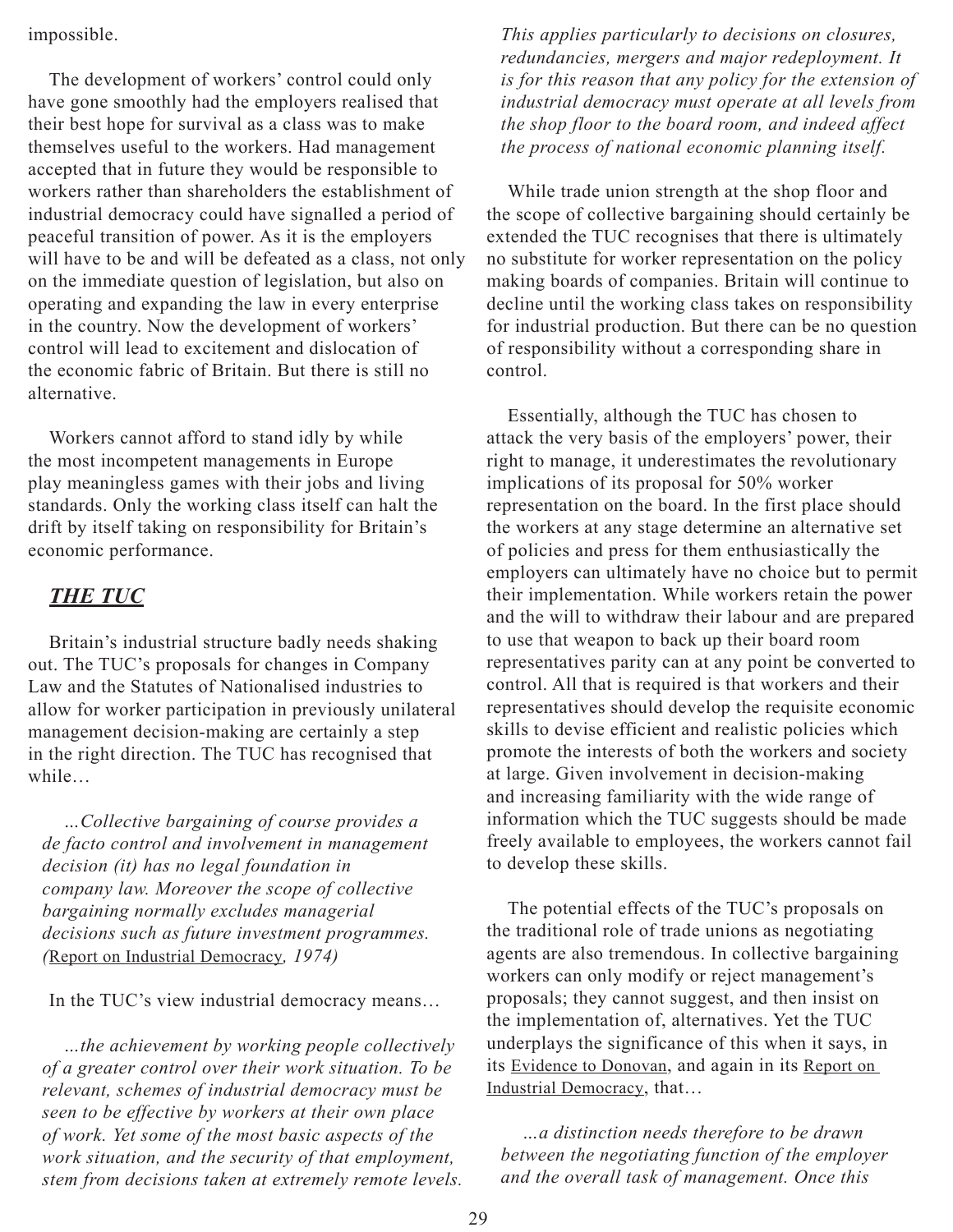impossible.

The development of workers' control could only have gone smoothly had the employers realised that their best hope for survival as a class was to make themselves useful to the workers. Had management accepted that in future they would be responsible to workers rather than shareholders the establishment of industrial democracy could have signalled a period of peaceful transition of power. As it is the employers will have to be and will be defeated as a class, not only on the immediate question of legislation, but also on operating and expanding the law in every enterprise in the country. Now the development of workers' control will lead to excitement and dislocation of the economic fabric of Britain. But there is still no alternative.

Workers cannot afford to stand idly by while the most incompetent managements in Europe play meaningless games with their jobs and living standards. Only the working class itself can halt the drift by itself taking on responsibility for Britain's economic performance.

## ***THE TUC***

Britain's industrial structure badly needs shaking out. The TUC's proposals for changes in Company Law and the Statutes of Nationalised industries to allow for worker participation in previously unilateral management decision-making are certainly a step in the right direction. The TUC has recognised that while…

> *…Collective bargaining of course provides a de facto control and involvement in management decision (it) has no legal foundation in company law. Moreover the scope of collective bargaining normally excludes managerial decisions such as future investment programmes. (*Report on Industrial Democracy*, 1974)*

In the TUC's view industrial democracy means…

> *…the achievement by working people collectively of a greater control over their work situation. To be relevant, schemes of industrial democracy must be seen to be effective by workers at their own place of work. Yet some of the most basic aspects of the work situation, and the security of that employment, stem from decisions taken at extremely remote levels. This applies particularly to decisions on closures, redundancies, mergers and major redeployment. It is for this reason that any policy for the extension of industrial democracy must operate at all levels from the shop floor to the board room, and indeed affect the process of national economic planning itself.*

While trade union strength at the shop floor and the scope of collective bargaining should certainly be extended the TUC recognises that there is ultimately no substitute for worker representation on the policy making boards of companies. Britain will continue to decline until the working class takes on responsibility for industrial production. But there can be no question of responsibility without a corresponding share in control.

Essentially, although the TUC has chosen to attack the very basis of the employers' power, their right to manage, it underestimates the revolutionary implications of its proposal for 50% worker representation on the board. In the first place should the workers at any stage determine an alternative set of policies and press for them enthusiastically the employers can ultimately have no choice but to permit their implementation. While workers retain the power and the will to withdraw their labour and are prepared to use that weapon to back up their board room representatives parity can at any point be converted to control. All that is required is that workers and their representatives should develop the requisite economic skills to devise efficient and realistic policies which promote the interests of both the workers and society at large. Given involvement in decision-making and increasing familiarity with the wide range of information which the TUC suggests should be made freely available to employees, the workers cannot fail to develop these skills.

The potential effects of the TUC's proposals on the traditional role of trade unions as negotiating agents are also tremendous. In collective bargaining workers can only modify or reject management's proposals; they cannot suggest, and then insist on the implementation of, alternatives. Yet the TUC underplays the significance of this when it says, in its Evidence to Donovan, and again in its Report on Industrial Democracy, that…

> *…a distinction needs therefore to be drawn between the negotiating function of the employer and the overall task of management. Once this*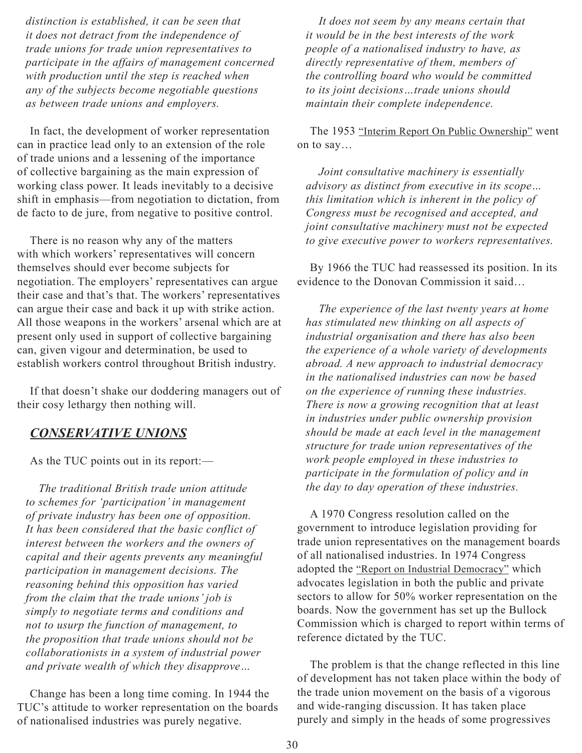*distinction is established, it can be seen that it does not detract from the independence of trade unions for trade union representatives to participate in the affairs of management concerned with production until the step is reached when any of the subjects become negotiable questions as between trade unions and employers.*

In fact, the development of worker representation can in practice lead only to an extension of the role of trade unions and a lessening of the importance of collective bargaining as the main expression of working class power. It leads inevitably to a decisive shift in emphasis—from negotiation to dictation, from de facto to de jure, from negative to positive control.

There is no reason why any of the matters with which workers' representatives will concern themselves should ever become subjects for negotiation. The employers' representatives can argue their case and that's that. The workers' representatives can argue their case and back it up with strike action. All those weapons in the workers' arsenal which are at present only used in support of collective bargaining can, given vigour and determination, be used to establish workers control throughout British industry.

If that doesn't shake our doddering managers out of their cosy lethargy then nothing will.

## ***CONSERVATIVE UNIONS***

As the TUC points out in its report:—

*The traditional British trade union attitude to schemes for 'participation' in management of private industry has been one of opposition. It has been considered that the basic conflict of interest between the workers and the owners of capital and their agents prevents any meaningful participation in management decisions. The reasoning behind this opposition has varied from the claim that the trade unions' job is simply to negotiate terms and conditions and not to usurp the function of management, to the proposition that trade unions should not be collaborationists in a system of industrial power and private wealth of which they disapprove…*

Change has been a long time coming. In 1944 the TUC's attitude to worker representation on the boards of nationalised industries was purely negative.

*It does not seem by any means certain that it would be in the best interests of the work people of a nationalised industry to have, as directly representative of them, members of the controlling board who would be committed to its joint decisions…trade unions should maintain their complete independence.*

The 1953 "Interim Report On Public Ownership" went on to say…

*Joint consultative machinery is essentially advisory as distinct from executive in its scope… this limitation which is inherent in the policy of Congress must be recognised and accepted, and joint consultative machinery must not be expected to give executive power to workers representatives.*

By 1966 the TUC had reassessed its position. In its evidence to the Donovan Commission it said…

*The experience of the last twenty years at home has stimulated new thinking on all aspects of industrial organisation and there has also been the experience of a whole variety of developments abroad. A new approach to industrial democracy in the nationalised industries can now be based on the experience of running these industries. There is now a growing recognition that at least in industries under public ownership provision should be made at each level in the management structure for trade union representatives of the work people employed in these industries to participate in the formulation of policy and in the day to day operation of these industries.*

A 1970 Congress resolution called on the government to introduce legislation providing for trade union representatives on the management boards of all nationalised industries. In 1974 Congress adopted the "Report on Industrial Democracy" which advocates legislation in both the public and private sectors to allow for 50% worker representation on the boards. Now the government has set up the Bullock Commission which is charged to report within terms of reference dictated by the TUC.

The problem is that the change reflected in this line of development has not taken place within the body of the trade union movement on the basis of a vigorous and wide-ranging discussion. It has taken place purely and simply in the heads of some progressives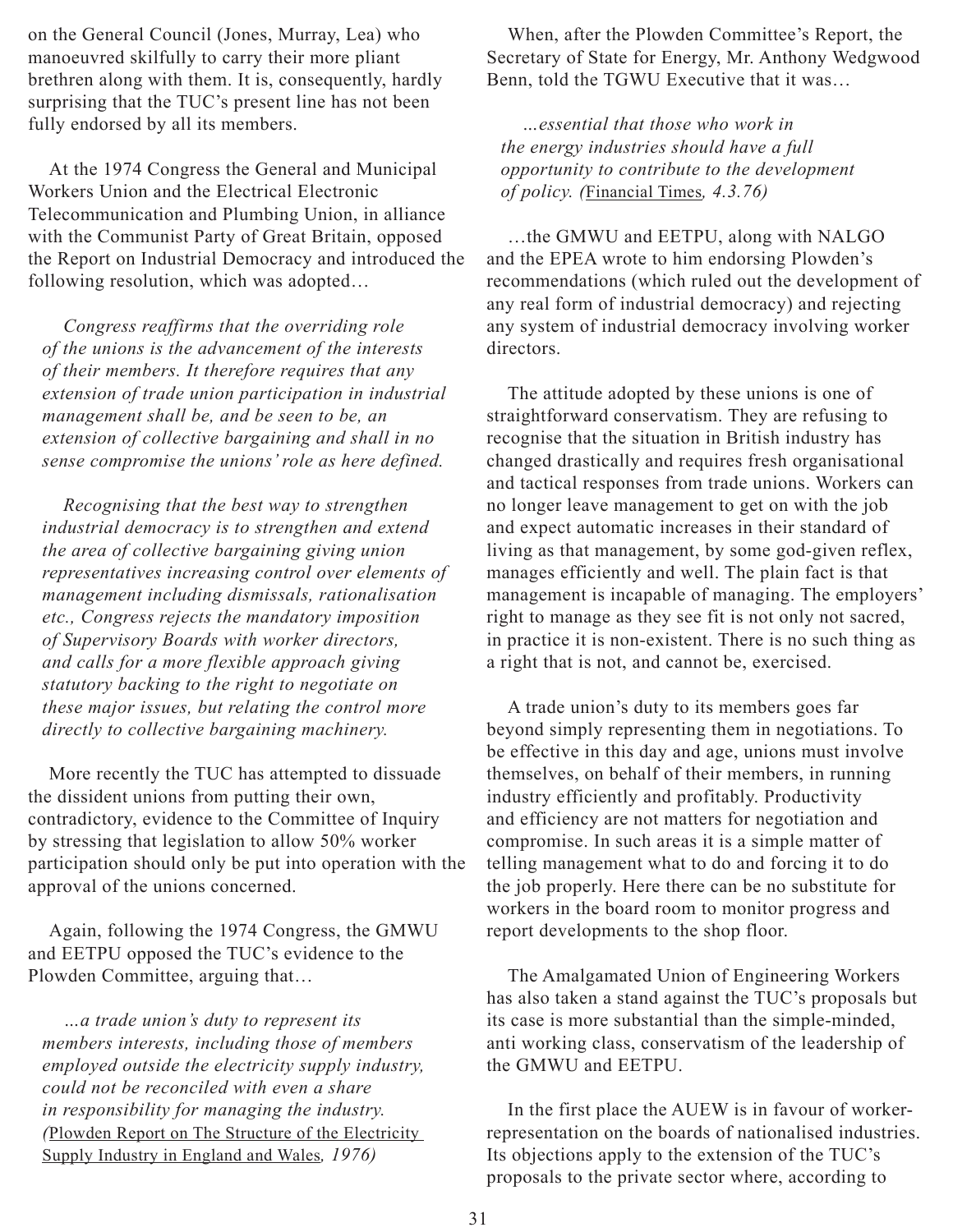on the General Council (Jones, Murray, Lea) who manoeuvred skilfully to carry their more pliant brethren along with them. It is, consequently, hardly surprising that the TUC's present line has not been fully endorsed by all its members.

At the 1974 Congress the General and Municipal Workers Union and the Electrical Electronic Telecommunication and Plumbing Union, in alliance with the Communist Party of Great Britain, opposed the Report on Industrial Democracy and introduced the following resolution, which was adopted…

> *Congress reaffirms that the overriding role of the unions is the advancement of the interests of their members. It therefore requires that any extension of trade union participation in industrial management shall be, and be seen to be, an extension of collective bargaining and shall in no sense compromise the unions' role as here defined.*
>
> *Recognising that the best way to strengthen industrial democracy is to strengthen and extend the area of collective bargaining giving union representatives increasing control over elements of management including dismissals, rationalisation etc., Congress rejects the mandatory imposition of Supervisory Boards with worker directors, and calls for a more flexible approach giving statutory backing to the right to negotiate on these major issues, but relating the control more directly to collective bargaining machinery.*

More recently the TUC has attempted to dissuade the dissident unions from putting their own, contradictory, evidence to the Committee of Inquiry by stressing that legislation to allow 50% worker participation should only be put into operation with the approval of the unions concerned.

Again, following the 1974 Congress, the GMWU and EETPU opposed the TUC's evidence to the Plowden Committee, arguing that…

> *…a trade union's duty to represent its members interests, including those of members employed outside the electricity supply industry, could not be reconciled with even a share in responsibility for managing the industry.* (Plowden Report on The Structure of the Electricity Supply Industry in England and Wales*, 1976)*

When, after the Plowden Committee's Report, the Secretary of State for Energy, Mr. Anthony Wedgwood Benn, told the TGWU Executive that it was…

> *…essential that those who work in the energy industries should have a full opportunity to contribute to the development of policy.* (Financial Times*, 4.3.76)*

…the GMWU and EETPU, along with NALGO and the EPEA wrote to him endorsing Plowden's recommendations (which ruled out the development of any real form of industrial democracy) and rejecting any system of industrial democracy involving worker directors.

The attitude adopted by these unions is one of straightforward conservatism. They are refusing to recognise that the situation in British industry has changed drastically and requires fresh organisational and tactical responses from trade unions. Workers can no longer leave management to get on with the job and expect automatic increases in their standard of living as that management, by some god-given reflex, manages efficiently and well. The plain fact is that management is incapable of managing. The employers' right to manage as they see fit is not only not sacred, in practice it is non-existent. There is no such thing as a right that is not, and cannot be, exercised.

A trade union's duty to its members goes far beyond simply representing them in negotiations. To be effective in this day and age, unions must involve themselves, on behalf of their members, in running industry efficiently and profitably. Productivity and efficiency are not matters for negotiation and compromise. In such areas it is a simple matter of telling management what to do and forcing it to do the job properly. Here there can be no substitute for workers in the board room to monitor progress and report developments to the shop floor.

The Amalgamated Union of Engineering Workers has also taken a stand against the TUC's proposals but its case is more substantial than the simple-minded, anti working class, conservatism of the leadership of the GMWU and EETPU.

In the first place the AUEW is in favour of worker-representation on the boards of nationalised industries. Its objections apply to the extension of the TUC's proposals to the private sector where, according to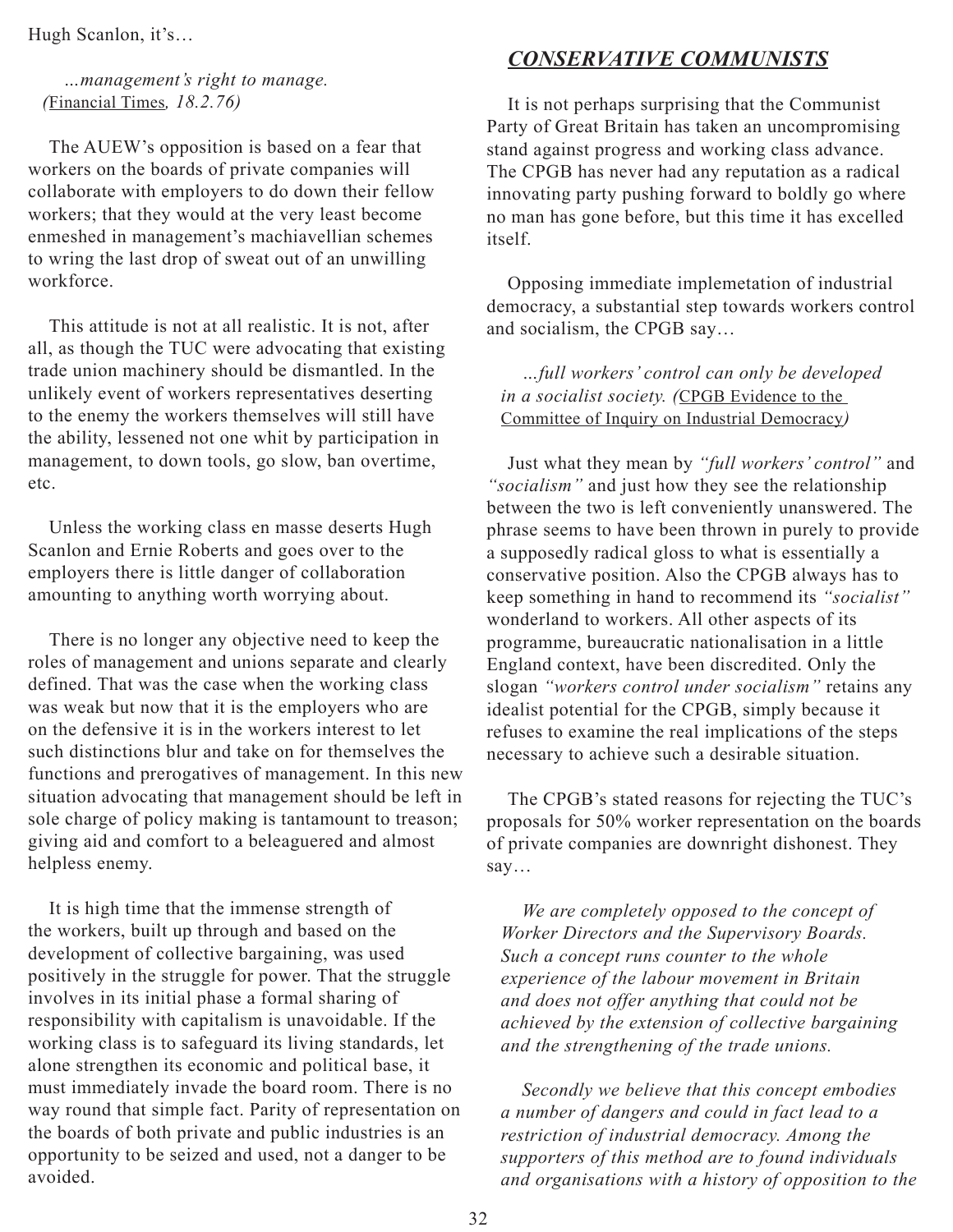Hugh Scanlon, it's…

> *…management's right to manage. (*Financial Times*, 18.2.76)*

The AUEW's opposition is based on a fear that workers on the boards of private companies will collaborate with employers to do down their fellow workers; that they would at the very least become enmeshed in management's machiavellian schemes to wring the last drop of sweat out of an unwilling workforce.

This attitude is not at all realistic. It is not, after all, as though the TUC were advocating that existing trade union machinery should be dismantled. In the unlikely event of workers representatives deserting to the enemy the workers themselves will still have the ability, lessened not one whit by participation in management, to down tools, go slow, ban overtime, etc.

Unless the working class en masse deserts Hugh Scanlon and Ernie Roberts and goes over to the employers there is little danger of collaboration amounting to anything worth worrying about.

There is no longer any objective need to keep the roles of management and unions separate and clearly defined. That was the case when the working class was weak but now that it is the employers who are on the defensive it is in the workers interest to let such distinctions blur and take on for themselves the functions and prerogatives of management. In this new situation advocating that management should be left in sole charge of policy making is tantamount to treason; giving aid and comfort to a beleaguered and almost helpless enemy.

It is high time that the immense strength of the workers, built up through and based on the development of collective bargaining, was used positively in the struggle for power. That the struggle involves in its initial phase a formal sharing of responsibility with capitalism is unavoidable. If the working class is to safeguard its living standards, let alone strengthen its economic and political base, it must immediately invade the board room. There is no way round that simple fact. Parity of representation on the boards of both private and public industries is an opportunity to be seized and used, not a danger to be avoided.

## *CONSERVATIVE COMMUNISTS*

It is not perhaps surprising that the Communist Party of Great Britain has taken an uncompromising stand against progress and working class advance. The CPGB has never had any reputation as a radical innovating party pushing forward to boldly go where no man has gone before, but this time it has excelled itself.

Opposing immediate implemetation of industrial democracy, a substantial step towards workers control and socialism, the CPGB say…

> *…full workers' control can only be developed in a socialist society. (*CPGB Evidence to the Committee of Inquiry on Industrial Democracy*)*

Just what they mean by *"full workers' control"* and *"socialism"* and just how they see the relationship between the two is left conveniently unanswered. The phrase seems to have been thrown in purely to provide a supposedly radical gloss to what is essentially a conservative position. Also the CPGB always has to keep something in hand to recommend its *"socialist"* wonderland to workers. All other aspects of its programme, bureaucratic nationalisation in a little England context, have been discredited. Only the slogan *"workers control under socialism"* retains any idealist potential for the CPGB, simply because it refuses to examine the real implications of the steps necessary to achieve such a desirable situation.

The CPGB's stated reasons for rejecting the TUC's proposals for 50% worker representation on the boards of private companies are downright dishonest. They say…

> *We are completely opposed to the concept of Worker Directors and the Supervisory Boards. Such a concept runs counter to the whole experience of the labour movement in Britain and does not offer anything that could not be achieved by the extension of collective bargaining and the strengthening of the trade unions.*
>
> *Secondly we believe that this concept embodies a number of dangers and could in fact lead to a restriction of industrial democracy. Among the supporters of this method are to found individuals and organisations with a history of opposition to the*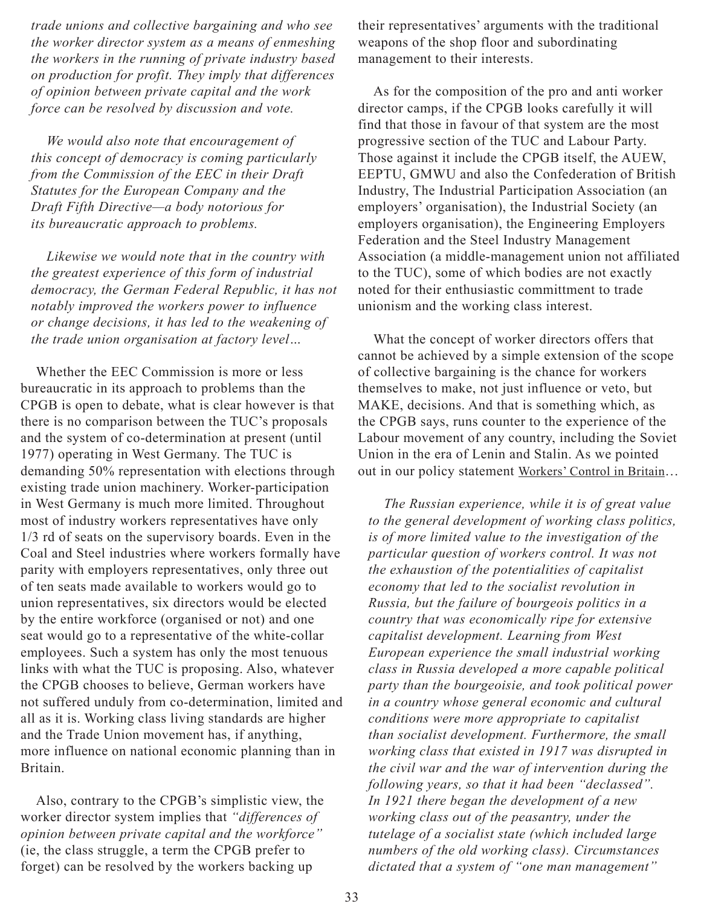*trade unions and collective bargaining and who see the worker director system as a means of enmeshing the workers in the running of private industry based on production for profit. They imply that differences of opinion between private capital and the work force can be resolved by discussion and vote.*

*We would also note that encouragement of this concept of democracy is coming particularly from the Commission of the EEC in their Draft Statutes for the European Company and the Draft Fifth Directive—a body notorious for its bureaucratic approach to problems.*

*Likewise we would note that in the country with the greatest experience of this form of industrial democracy, the German Federal Republic, it has not notably improved the workers power to influence or change decisions, it has led to the weakening of the trade union organisation at factory level…*

Whether the EEC Commission is more or less bureaucratic in its approach to problems than the CPGB is open to debate, what is clear however is that there is no comparison between the TUC's proposals and the system of co-determination at present (until 1977) operating in West Germany. The TUC is demanding 50% representation with elections through existing trade union machinery. Worker-participation in West Germany is much more limited. Throughout most of industry workers representatives have only 1/3 rd of seats on the supervisory boards. Even in the Coal and Steel industries where workers formally have parity with employers representatives, only three out of ten seats made available to workers would go to union representatives, six directors would be elected by the entire workforce (organised or not) and one seat would go to a representative of the white-collar employees. Such a system has only the most tenuous links with what the TUC is proposing. Also, whatever the CPGB chooses to believe, German workers have not suffered unduly from co-determination, limited and all as it is. Working class living standards are higher and the Trade Union movement has, if anything, more influence on national economic planning than in Britain.

Also, contrary to the CPGB's simplistic view, the worker director system implies that *"differences of opinion between private capital and the workforce"* (ie, the class struggle, a term the CPGB prefer to forget) can be resolved by the workers backing up their representatives' arguments with the traditional weapons of the shop floor and subordinating management to their interests.

As for the composition of the pro and anti worker director camps, if the CPGB looks carefully it will find that those in favour of that system are the most progressive section of the TUC and Labour Party. Those against it include the CPGB itself, the AUEW, EEPTU, GMWU and also the Confederation of British Industry, The Industrial Participation Association (an employers' organisation), the Industrial Society (an employers organisation), the Engineering Employers Federation and the Steel Industry Management Association (a middle-management union not affiliated to the TUC), some of which bodies are not exactly noted for their enthusiastic committment to trade unionism and the working class interest.

What the concept of worker directors offers that cannot be achieved by a simple extension of the scope of collective bargaining is the chance for workers themselves to make, not just influence or veto, but MAKE, decisions. And that is something which, as the CPGB says, runs counter to the experience of the Labour movement of any country, including the Soviet Union in the era of Lenin and Stalin. As we pointed out in our policy statement Workers' Control in Britain…

*The Russian experience, while it is of great value to the general development of working class politics, is of more limited value to the investigation of the particular question of workers control. It was not the exhaustion of the potentialities of capitalist economy that led to the socialist revolution in Russia, but the failure of bourgeois politics in a country that was economically ripe for extensive capitalist development. Learning from West European experience the small industrial working class in Russia developed a more capable political party than the bourgeoisie, and took political power in a country whose general economic and cultural conditions were more appropriate to capitalist than socialist development. Furthermore, the small working class that existed in 1917 was disrupted in the civil war and the war of intervention during the following years, so that it had been "declassed". In 1921 there began the development of a new working class out of the peasantry, under the tutelage of a socialist state (which included large numbers of the old working class). Circumstances dictated that a system of "one man management"*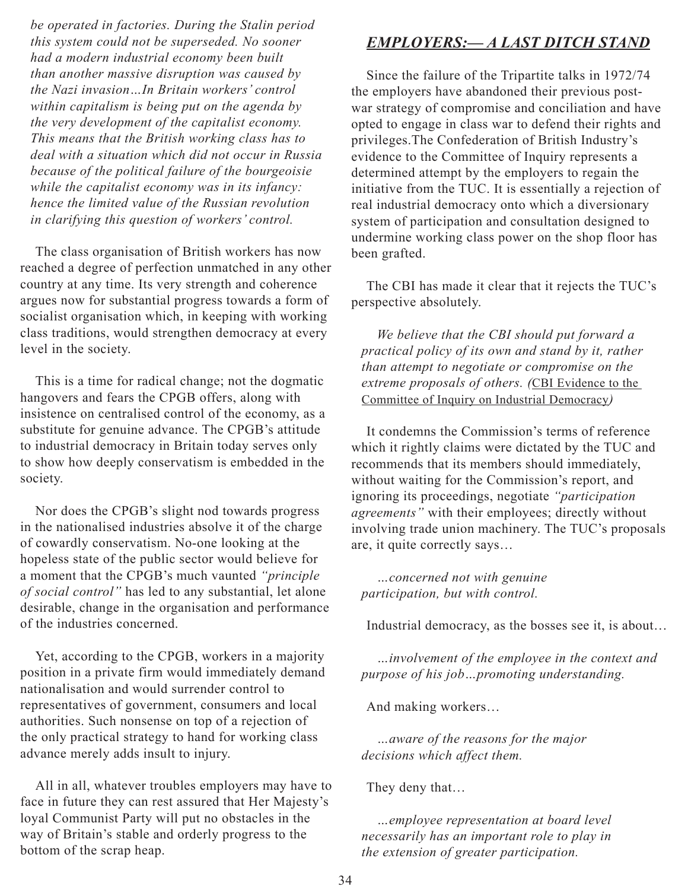*be operated in factories. During the Stalin period this system could not be superseded. No sooner had a modern industrial economy been built than another massive disruption was caused by the Nazi invasion…In Britain workers' control within capitalism is being put on the agenda by the very development of the capitalist economy. This means that the British working class has to deal with a situation which did not occur in Russia because of the political failure of the bourgeoisie while the capitalist economy was in its infancy: hence the limited value of the Russian revolution in clarifying this question of workers' control.*

The class organisation of British workers has now reached a degree of perfection unmatched in any other country at any time. Its very strength and coherence argues now for substantial progress towards a form of socialist organisation which, in keeping with working class traditions, would strengthen democracy at every level in the society.

This is a time for radical change; not the dogmatic hangovers and fears the CPGB offers, along with insistence on centralised control of the economy, as a substitute for genuine advance. The CPGB's attitude to industrial democracy in Britain today serves only to show how deeply conservatism is embedded in the society.

Nor does the CPGB's slight nod towards progress in the nationalised industries absolve it of the charge of cowardly conservatism. No-one looking at the hopeless state of the public sector would believe for a moment that the CPGB's much vaunted *"principle of social control"* has led to any substantial, let alone desirable, change in the organisation and performance of the industries concerned.

Yet, according to the CPGB, workers in a majority position in a private firm would immediately demand nationalisation and would surrender control to representatives of government, consumers and local authorities. Such nonsense on top of a rejection of the only practical strategy to hand for working class advance merely adds insult to injury.

All in all, whatever troubles employers may have to face in future they can rest assured that Her Majesty's loyal Communist Party will put no obstacles in the way of Britain's stable and orderly progress to the bottom of the scrap heap.

## *EMPLOYERS:— A LAST DITCH STAND*

Since the failure of the Tripartite talks in 1972/74 the employers have abandoned their previous post-war strategy of compromise and conciliation and have opted to engage in class war to defend their rights and privileges. The Confederation of British Industry's evidence to the Committee of Inquiry represents a determined attempt by the employers to regain the initiative from the TUC. It is essentially a rejection of real industrial democracy onto which a diversionary system of participation and consultation designed to undermine working class power on the shop floor has been grafted.

The CBI has made it clear that it rejects the TUC's perspective absolutely.

> *We believe that the CBI should put forward a practical policy of its own and stand by it, rather than attempt to negotiate or compromise on the extreme proposals of others. (*CBI Evidence to the Committee of Inquiry on Industrial Democracy*)*

It condemns the Commission's terms of reference which it rightly claims were dictated by the TUC and recommends that its members should immediately, without waiting for the Commission's report, and ignoring its proceedings, negotiate *"participation agreements"* with their employees; directly without involving trade union machinery. The TUC's proposals are, it quite correctly says…

> *…concerned not with genuine participation, but with control.*

Industrial democracy, as the bosses see it, is about…

> *…involvement of the employee in the context and purpose of his job…promoting understanding.*

And making workers…

> *…aware of the reasons for the major decisions which affect them.*

They deny that…

> *…employee representation at board level necessarily has an important role to play in the extension of greater participation.*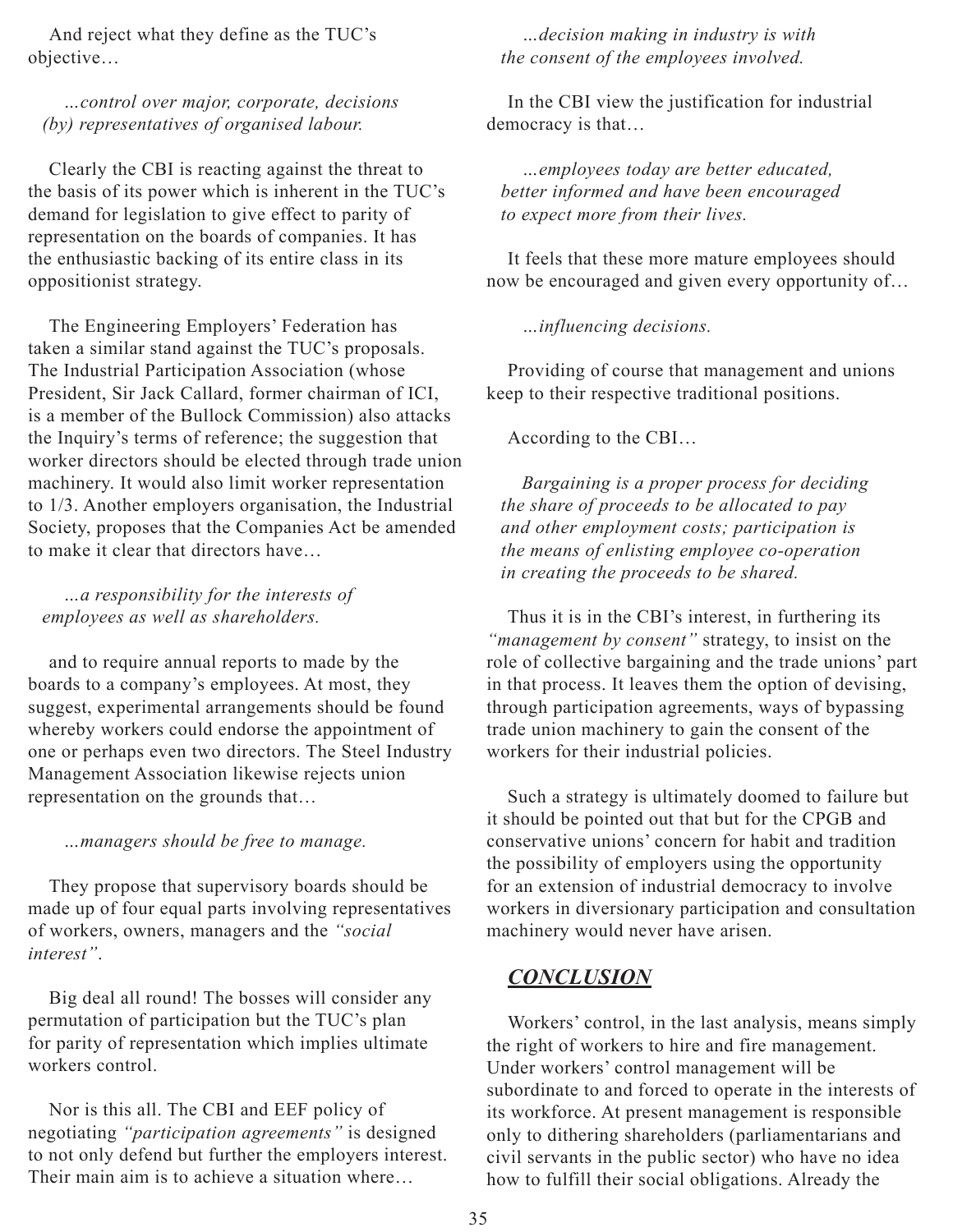And reject what they define as the TUC's objective…

> *…control over major, corporate, decisions (by) representatives of organised labour.*

Clearly the CBI is reacting against the threat to the basis of its power which is inherent in the TUC's demand for legislation to give effect to parity of representation on the boards of companies. It has the enthusiastic backing of its entire class in its oppositionist strategy.

The Engineering Employers' Federation has taken a similar stand against the TUC's proposals. The Industrial Participation Association (whose President, Sir Jack Callard, former chairman of ICI, is a member of the Bullock Commission) also attacks the Inquiry's terms of reference; the suggestion that worker directors should be elected through trade union machinery. It would also limit worker representation to 1/3. Another employers organisation, the Industrial Society, proposes that the Companies Act be amended to make it clear that directors have…

> *…a responsibility for the interests of employees as well as shareholders.*

and to require annual reports to made by the boards to a company's employees. At most, they suggest, experimental arrangements should be found whereby workers could endorse the appointment of one or perhaps even two directors. The Steel Industry Management Association likewise rejects union representation on the grounds that…

> *…managers should be free to manage.*

They propose that supervisory boards should be made up of four equal parts involving representatives of workers, owners, managers and the *"social interest"*.

Big deal all round! The bosses will consider any permutation of participation but the TUC's plan for parity of representation which implies ultimate workers control.

Nor is this all. The CBI and EEF policy of negotiating *"participation agreements"* is designed to not only defend but further the employers interest. Their main aim is to achieve a situation where…

> *…decision making in industry is with the consent of the employees involved.*

In the CBI view the justification for industrial democracy is that…

> *…employees today are better educated, better informed and have been encouraged to expect more from their lives.*

It feels that these more mature employees should now be encouraged and given every opportunity of…

> *…influencing decisions.*

Providing of course that management and unions keep to their respective traditional positions.

According to the CBI…

> *Bargaining is a proper process for deciding the share of proceeds to be allocated to pay and other employment costs; participation is the means of enlisting employee co-operation in creating the proceeds to be shared.*

Thus it is in the CBI's interest, in furthering its *"management by consent"* strategy, to insist on the role of collective bargaining and the trade unions' part in that process. It leaves them the option of devising, through participation agreements, ways of bypassing trade union machinery to gain the consent of the workers for their industrial policies.

Such a strategy is ultimately doomed to failure but it should be pointed out that but for the CPGB and conservative unions' concern for habit and tradition the possibility of employers using the opportunity for an extension of industrial democracy to involve workers in diversionary participation and consultation machinery would never have arisen.

## *CONCLUSION*

Workers' control, in the last analysis, means simply the right of workers to hire and fire management. Under workers' control management will be subordinate to and forced to operate in the interests of its workforce. At present management is responsible only to dithering shareholders (parliamentarians and civil servants in the public sector) who have no idea how to fulfill their social obligations. Already the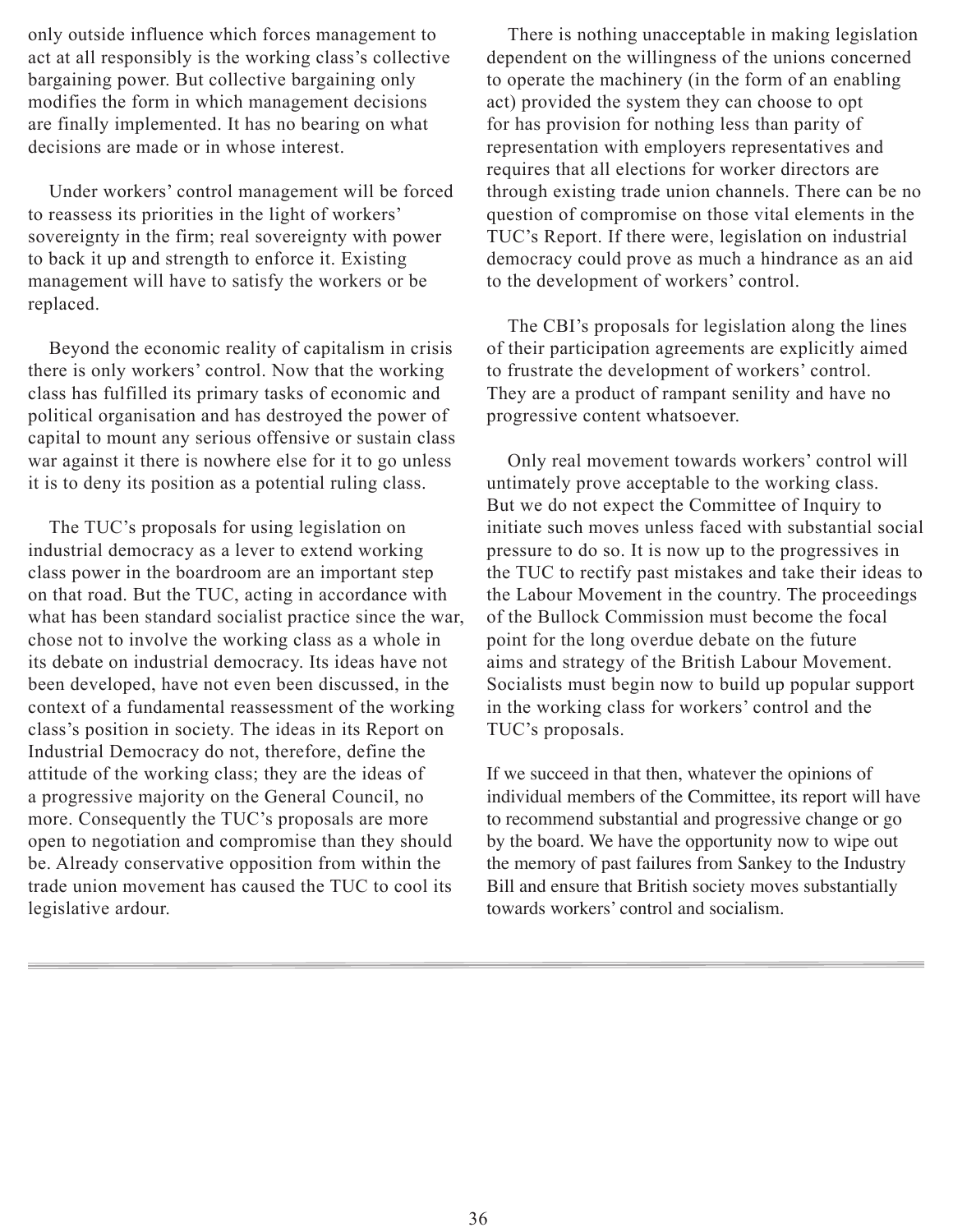only outside influence which forces management to act at all responsibly is the working class's collective bargaining power. But collective bargaining only modifies the form in which management decisions are finally implemented. It has no bearing on what decisions are made or in whose interest.

Under workers' control management will be forced to reassess its priorities in the light of workers' sovereignty in the firm; real sovereignty with power to back it up and strength to enforce it. Existing management will have to satisfy the workers or be replaced.

Beyond the economic reality of capitalism in crisis there is only workers' control. Now that the working class has fulfilled its primary tasks of economic and political organisation and has destroyed the power of capital to mount any serious offensive or sustain class war against it there is nowhere else for it to go unless it is to deny its position as a potential ruling class.

The TUC's proposals for using legislation on industrial democracy as a lever to extend working class power in the boardroom are an important step on that road. But the TUC, acting in accordance with what has been standard socialist practice since the war, chose not to involve the working class as a whole in its debate on industrial democracy. Its ideas have not been developed, have not even been discussed, in the context of a fundamental reassessment of the working class's position in society. The ideas in its Report on Industrial Democracy do not, therefore, define the attitude of the working class; they are the ideas of a progressive majority on the General Council, no more. Consequently the TUC's proposals are more open to negotiation and compromise than they should be. Already conservative opposition from within the trade union movement has caused the TUC to cool its legislative ardour.

There is nothing unacceptable in making legislation dependent on the willingness of the unions concerned to operate the machinery (in the form of an enabling act) provided the system they can choose to opt for has provision for nothing less than parity of representation with employers representatives and requires that all elections for worker directors are through existing trade union channels. There can be no question of compromise on those vital elements in the TUC's Report. If there were, legislation on industrial democracy could prove as much a hindrance as an aid to the development of workers' control.

The CBI's proposals for legislation along the lines of their participation agreements are explicitly aimed to frustrate the development of workers' control. They are a product of rampant senility and have no progressive content whatsoever.

Only real movement towards workers' control will untimately prove acceptable to the working class. But we do not expect the Committee of Inquiry to initiate such moves unless faced with substantial social pressure to do so. It is now up to the progressives in the TUC to rectify past mistakes and take their ideas to the Labour Movement in the country. The proceedings of the Bullock Commission must become the focal point for the long overdue debate on the future aims and strategy of the British Labour Movement. Socialists must begin now to build up popular support in the working class for workers' control and the TUC's proposals.

If we succeed in that then, whatever the opinions of individual members of the Committee, its report will have to recommend substantial and progressive change or go by the board. We have the opportunity now to wipe out the memory of past failures from Sankey to the Industry Bill and ensure that British society moves substantially towards workers' control and socialism.